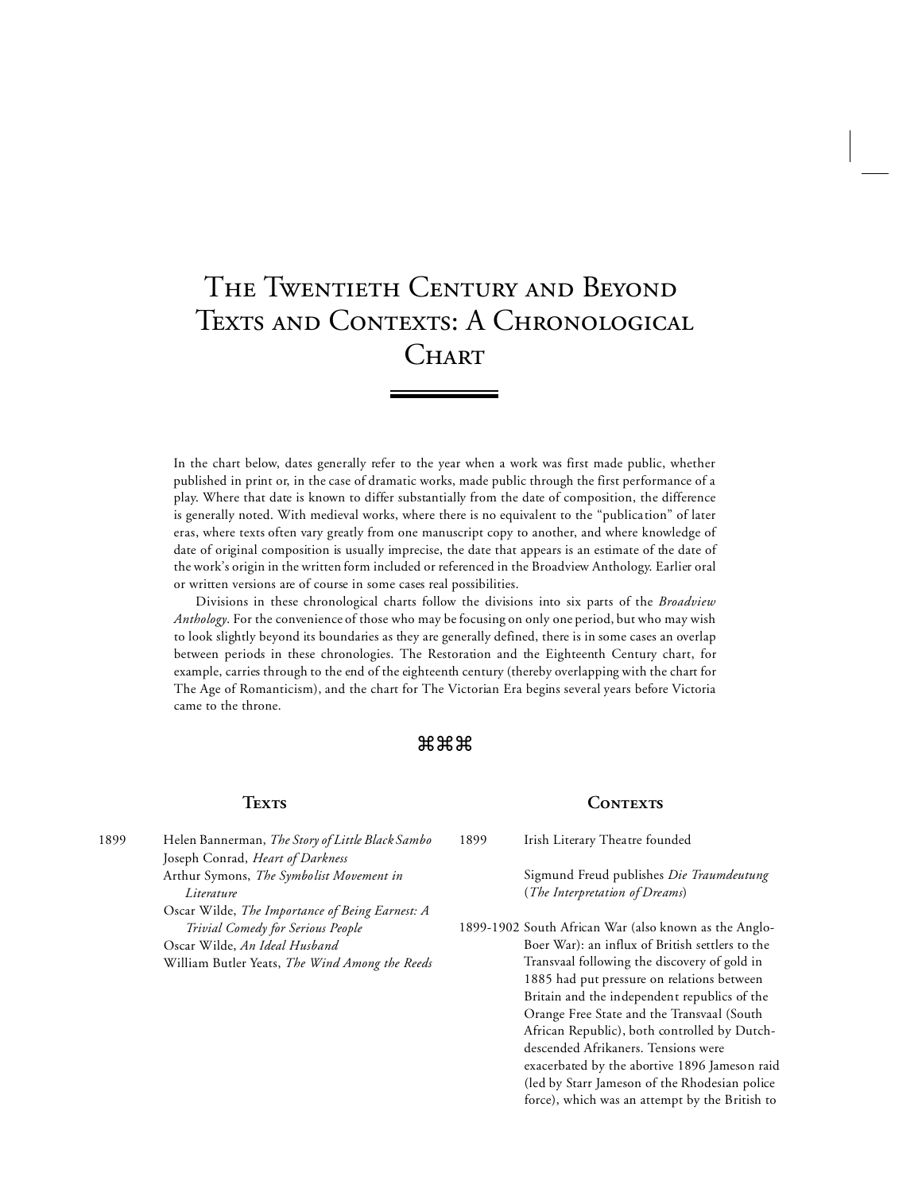# The Twentieth Century and Beyond Texts and Contexts: A Chronological Chart

In the chart below, dates generally refer to the year when a work was first made public, whether published in print or, in the case of dramatic works, made public through the first performance of a play. Where that date is known to differ substantially from the date of composition, the difference is generally noted. With medieval works, where there is no equivalent to the "publication" of later eras, where texts often vary greatly from one manuscript copy to another, and where knowledge of date of original composition is usually imprecise, the date that appears is an estimate of the date of the work's origin in the written form included or referenced in the Broadview Anthology. Earlier oral or written versions are of course in some cases real possibilities.

Divisions in these chronological charts follow the divisions into six parts of the *Broadview Anthology*. For the convenience of those who may be focusing on only one period, but who may wish to look slightly beyond its boundaries as they are generally defined, there is in some cases an overlap between periods in these chronologies. The Restoration and the Eighteenth Century chart, for example, carries through to the end of the eighteenth century (thereby overlapping with the chart for The Age of Romanticism), and the chart for The Victorian Era begins several years before Victoria came to the throne.

⌘⌘⌘

| Texts | | Contexts | |
|---|---|---|---|
| 1899 | Helen Bannerman, *The Story of Little Black Sambo*<br>Joseph Conrad, *Heart of Darkness*<br>Arthur Symons, *The Symbolist Movement in Literature*<br>Oscar Wilde, *The Importance of Being Earnest: A Trivial Comedy for Serious People*<br>Oscar Wilde, *An Ideal Husband*<br>William Butler Yeats, *The Wind Among the Reeds* | 1899 | Irish Literary Theatre founded<br><br>Sigmund Freud publishes *Die Traumdeutung* (*The Interpretation of Dreams*) |
| | | 1899-1902 | South African War (also known as the Anglo-Boer War): an influx of British settlers to the Transvaal following the discovery of gold in 1885 had put pressure on relations between Britain and the independent republics of the Orange Free State and the Transvaal (South African Republic), both controlled by Dutch-descended Afrikaners. Tensions were exacerbated by the abortive 1896 Jameson raid (led by Starr Jameson of the Rhodesian police force), which was an attempt by the British to |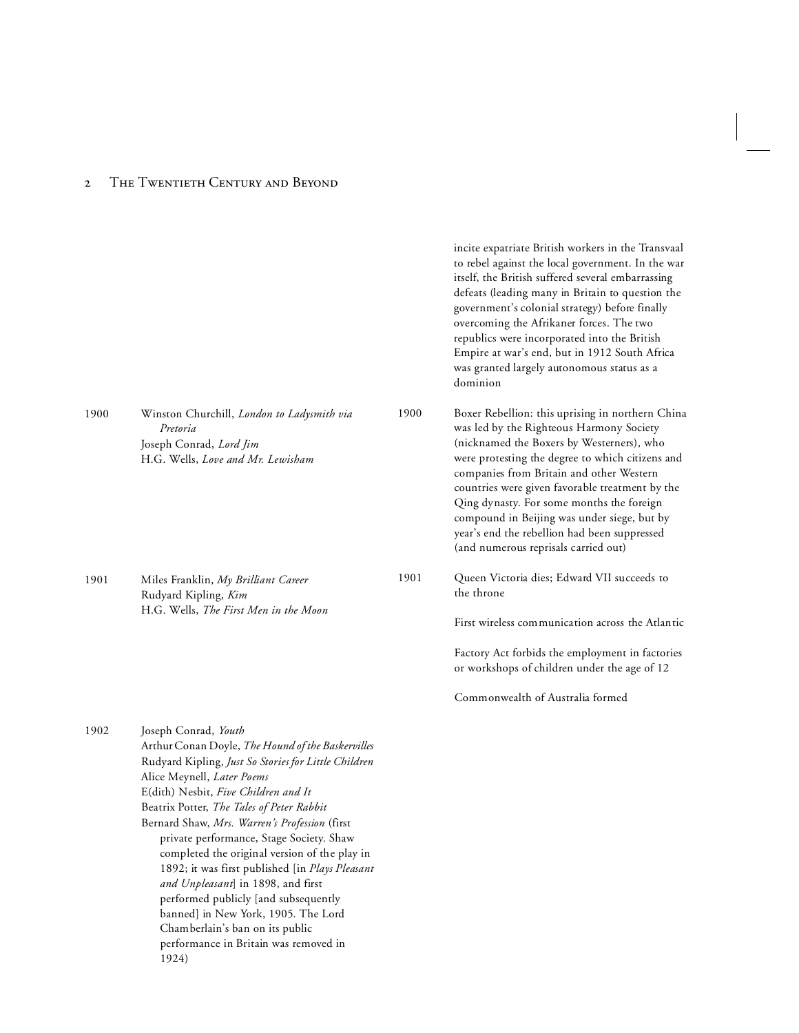incite expatriate British workers in the Transvaal to rebel against the local government. In the war itself, the British suffered several embarrassing defeats (leading many in Britain to question the government's colonial strategy) before finally overcoming the Afrikaner forces. The two republics were incorporated into the British Empire at war's end, but in 1912 South Africa was granted largely autonomous status as a dominion

| | Literature | | Context |
|---|---|---|---|
| 1900 | Winston Churchill, *London to Ladysmith via Pretoria*<br>Joseph Conrad, *Lord Jim*<br>H.G. Wells, *Love and Mr. Lewisham* | 1900 | Boxer Rebellion: this uprising in northern China was led by the Righteous Harmony Society (nicknamed the Boxers by Westerners), who were protesting the degree to which citizens and companies from Britain and other Western countries were given favorable treatment by the Qing dynasty. For some months the foreign compound in Beijing was under siege, but by year's end the rebellion had been suppressed (and numerous reprisals carried out) |
| 1901 | Miles Franklin, *My Brilliant Career*<br>Rudyard Kipling, *Kim*<br>H.G. Wells, *The First Men in the Moon* | 1901 | Queen Victoria dies; Edward VII succeeds to the throne<br><br>First wireless communication across the Atlantic<br><br>Factory Act forbids the employment in factories or workshops of children under the age of 12<br><br>Commonwealth of Australia formed |
| 1902 | Joseph Conrad, *Youth*<br>Arthur Conan Doyle, *The Hound of the Baskervilles*<br>Rudyard Kipling, *Just So Stories for Little Children*<br>Alice Meynell, *Later Poems*<br>E(dith) Nesbit, *Five Children and It*<br>Beatrix Potter, *The Tales of Peter Rabbit*<br>Bernard Shaw, *Mrs. Warren's Profession* (first private performance, Stage Society. Shaw completed the original version of the play in 1892; it was first published [in *Plays Pleasant and Unpleasant*] in 1898, and first performed publicly [and subsequently banned] in New York, 1905. The Lord Chamberlain's ban on its public performance in Britain was removed in 1924) | | |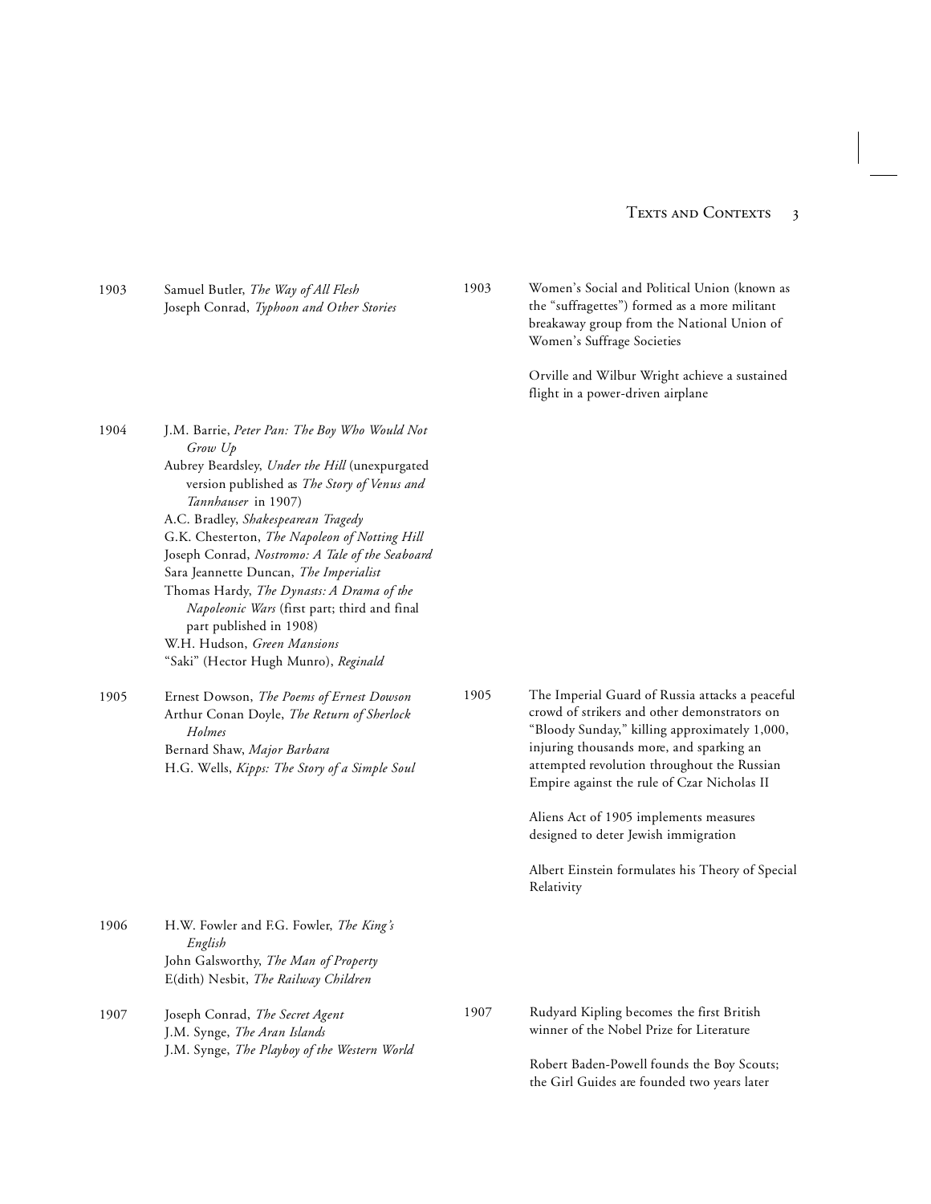| | | | |
|---|---|---|---|
| 1903 | Samuel Butler, *The Way of All Flesh*<br>Joseph Conrad, *Typhoon and Other Stories* | 1903 | Women's Social and Political Union (known as the "suffragettes") formed as a more militant breakaway group from the National Union of Women's Suffrage Societies<br><br>Orville and Wilbur Wright achieve a sustained flight in a power-driven airplane |
| 1904 | J.M. Barrie, *Peter Pan: The Boy Who Would Not Grow Up*<br>Aubrey Beardsley, *Under the Hill* (unexpurgated version published as *The Story of Venus and Tannhauser* in 1907)<br>A.C. Bradley, *Shakespearean Tragedy*<br>G.K. Chesterton, *The Napoleon of Notting Hill*<br>Joseph Conrad, *Nostromo: A Tale of the Seaboard*<br>Sara Jeannette Duncan, *The Imperialist*<br>Thomas Hardy, *The Dynasts: A Drama of the Napoleonic Wars* (first part; third and final part published in 1908)<br>W.H. Hudson, *Green Mansions*<br>"Saki" (Hector Hugh Munro), *Reginald* | | |
| 1905 | Ernest Dowson, *The Poems of Ernest Dowson*<br>Arthur Conan Doyle, *The Return of Sherlock Holmes*<br>Bernard Shaw, *Major Barbara*<br>H.G. Wells, *Kipps: The Story of a Simple Soul* | 1905 | The Imperial Guard of Russia attacks a peaceful crowd of strikers and other demonstrators on "Bloody Sunday," killing approximately 1,000, injuring thousands more, and sparking an attempted revolution throughout the Russian Empire against the rule of Czar Nicholas II<br><br>Aliens Act of 1905 implements measures designed to deter Jewish immigration<br><br>Albert Einstein formulates his Theory of Special Relativity |
| 1906 | H.W. Fowler and F.G. Fowler, *The King's English*<br>John Galsworthy, *The Man of Property*<br>E(dith) Nesbit, *The Railway Children* | | |
| 1907 | Joseph Conrad, *The Secret Agent*<br>J.M. Synge, *The Aran Islands*<br>J.M. Synge, *The Playboy of the Western World* | 1907 | Rudyard Kipling becomes the first British winner of the Nobel Prize for Literature<br><br>Robert Baden-Powell founds the Boy Scouts; the Girl Guides are founded two years later |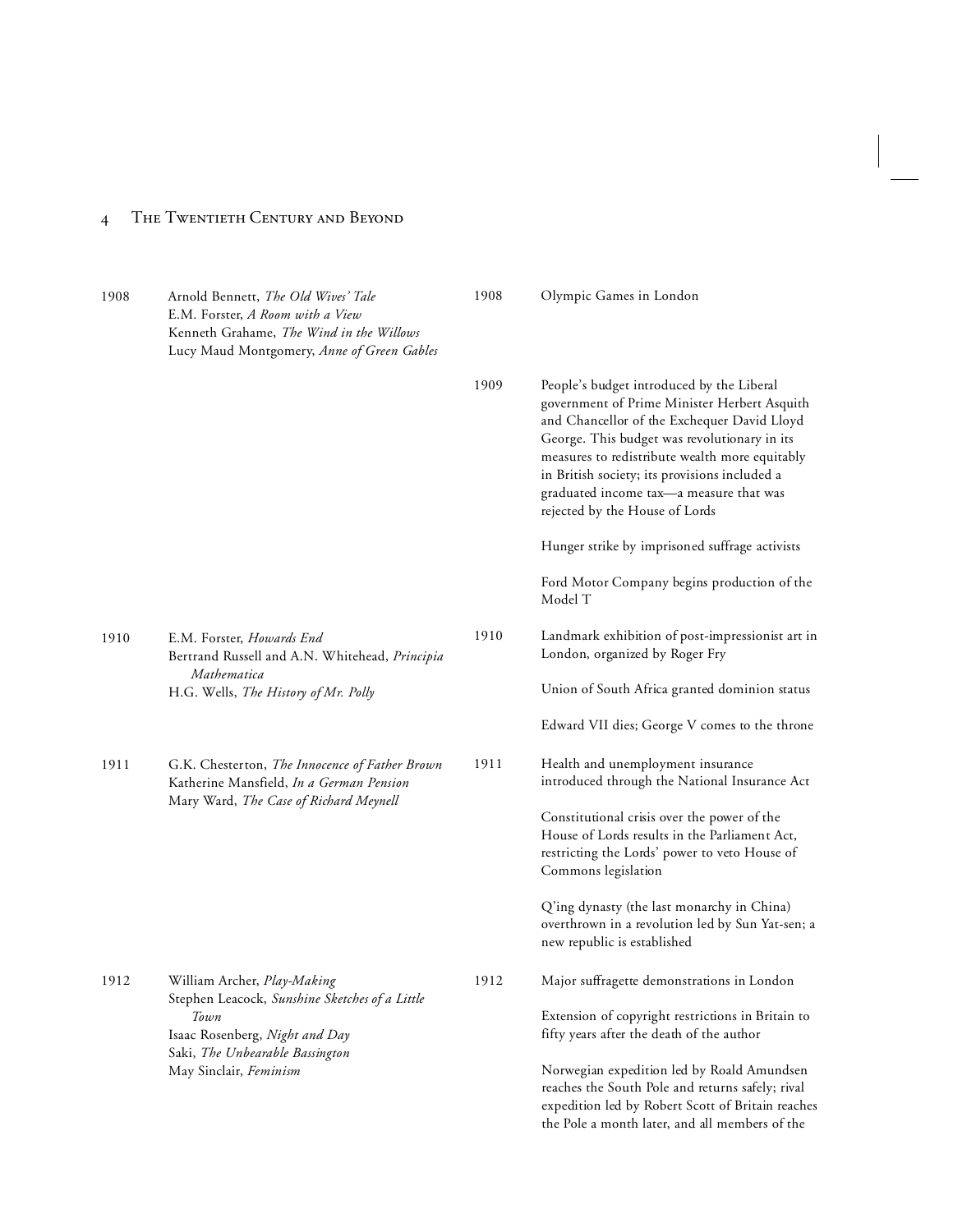| | Literature | | Context |
|---|---|---|---|
| 1908 | Arnold Bennett, *The Old Wives' Tale*<br>E.M. Forster, *A Room with a View*<br>Kenneth Grahame, *The Wind in the Willows*<br>Lucy Maud Montgomery, *Anne of Green Gables* | 1908 | Olympic Games in London |
| | | 1909 | People's budget introduced by the Liberal government of Prime Minister Herbert Asquith and Chancellor of the Exchequer David Lloyd George. This budget was revolutionary in its measures to redistribute wealth more equitably in British society; its provisions included a graduated income tax—a measure that was rejected by the House of Lords<br><br>Hunger strike by imprisoned suffrage activists<br><br>Ford Motor Company begins production of the Model T |
| 1910 | E.M. Forster, *Howards End*<br>Bertrand Russell and A.N. Whitehead, *Principia Mathematica*<br>H.G. Wells, *The History of Mr. Polly* | 1910 | Landmark exhibition of post-impressionist art in London, organized by Roger Fry<br><br>Union of South Africa granted dominion status<br><br>Edward VII dies; George V comes to the throne |
| 1911 | G.K. Chesterton, *The Innocence of Father Brown*<br>Katherine Mansfield, *In a German Pension*<br>Mary Ward, *The Case of Richard Meynell* | 1911 | Health and unemployment insurance introduced through the National Insurance Act<br><br>Constitutional crisis over the power of the House of Lords results in the Parliament Act, restricting the Lords' power to veto House of Commons legislation<br><br>Q'ing dynasty (the last monarchy in China) overthrown in a revolution led by Sun Yat-sen; a new republic is established |
| 1912 | William Archer, *Play-Making*<br>Stephen Leacock, *Sunshine Sketches of a Little Town*<br>Isaac Rosenberg, *Night and Day*<br>Saki, *The Unbearable Bassington*<br>May Sinclair, *Feminism* | 1912 | Major suffragette demonstrations in London<br><br>Extension of copyright restrictions in Britain to fifty years after the death of the author<br><br>Norwegian expedition led by Roald Amundsen reaches the South Pole and returns safely; rival expedition led by Robert Scott of Britain reaches the Pole a month later, and all members of the |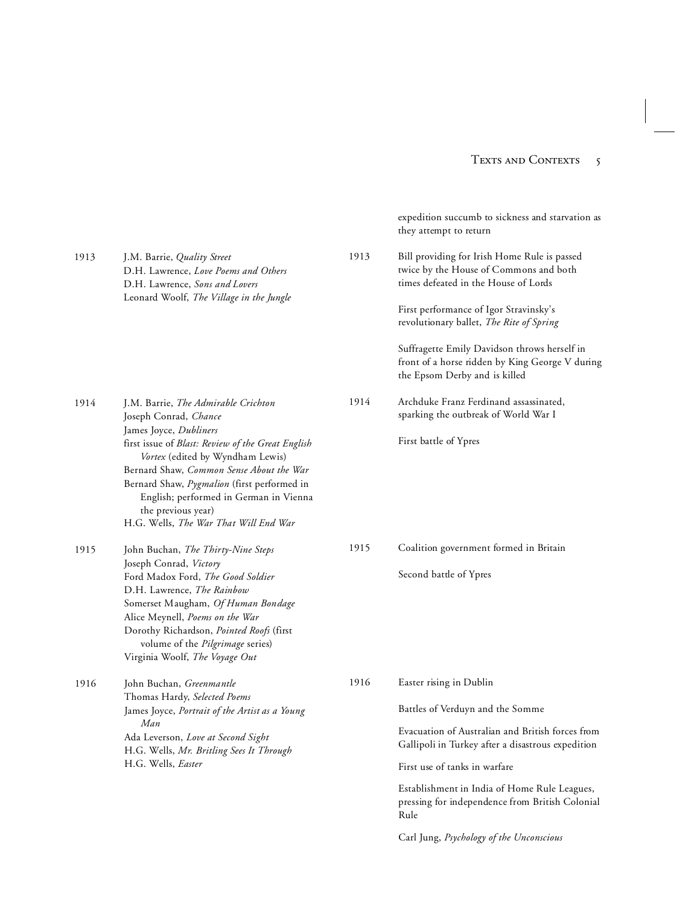| | | | |
|---|---|---|---|
| | | | expedition succumb to sickness and starvation as they attempt to return |
| 1913 | J.M. Barrie, *Quality Street*<br>D.H. Lawrence, *Love Poems and Others*<br>D.H. Lawrence, *Sons and Lovers*<br>Leonard Woolf, *The Village in the Jungle* | 1913 | Bill providing for Irish Home Rule is passed twice by the House of Commons and both times defeated in the House of Lords<br><br>First performance of Igor Stravinsky's revolutionary ballet, *The Rite of Spring*<br><br>Suffragette Emily Davidson throws herself in front of a horse ridden by King George V during the Epsom Derby and is killed |
| 1914 | J.M. Barrie, *The Admirable Crichton*<br>Joseph Conrad, *Chance*<br>James Joyce, *Dubliners*<br>first issue of *Blast: Review of the Great English Vortex* (edited by Wyndham Lewis)<br>Bernard Shaw, *Common Sense About the War*<br>Bernard Shaw, *Pygmalion* (first performed in English; performed in German in Vienna the previous year)<br>H.G. Wells, *The War That Will End War* | 1914 | Archduke Franz Ferdinand assassinated, sparking the outbreak of World War I<br><br>First battle of Ypres |
| 1915 | John Buchan, *The Thirty-Nine Steps*<br>Joseph Conrad, *Victory*<br>Ford Madox Ford, *The Good Soldier*<br>D.H. Lawrence, *The Rainbow*<br>Somerset Maugham, *Of Human Bondage*<br>Alice Meynell, *Poems on the War*<br>Dorothy Richardson, *Pointed Roofs* (first volume of the *Pilgrimage* series)<br>Virginia Woolf, *The Voyage Out* | 1915 | Coalition government formed in Britain<br><br>Second battle of Ypres |
| 1916 | John Buchan, *Greenmantle*<br>Thomas Hardy, *Selected Poems*<br>James Joyce, *Portrait of the Artist as a Young Man*<br>Ada Leverson, *Love at Second Sight*<br>H.G. Wells, *Mr. Britling Sees It Through*<br>H.G. Wells, *Easter* | 1916 | Easter rising in Dublin<br><br>Battles of Verduyn and the Somme<br><br>Evacuation of Australian and British forces from Gallipoli in Turkey after a disastrous expedition<br><br>First use of tanks in warfare<br><br>Establishment in India of Home Rule Leagues, pressing for independence from British Colonial Rule<br><br>Carl Jung, *Psychology of the Unconscious* |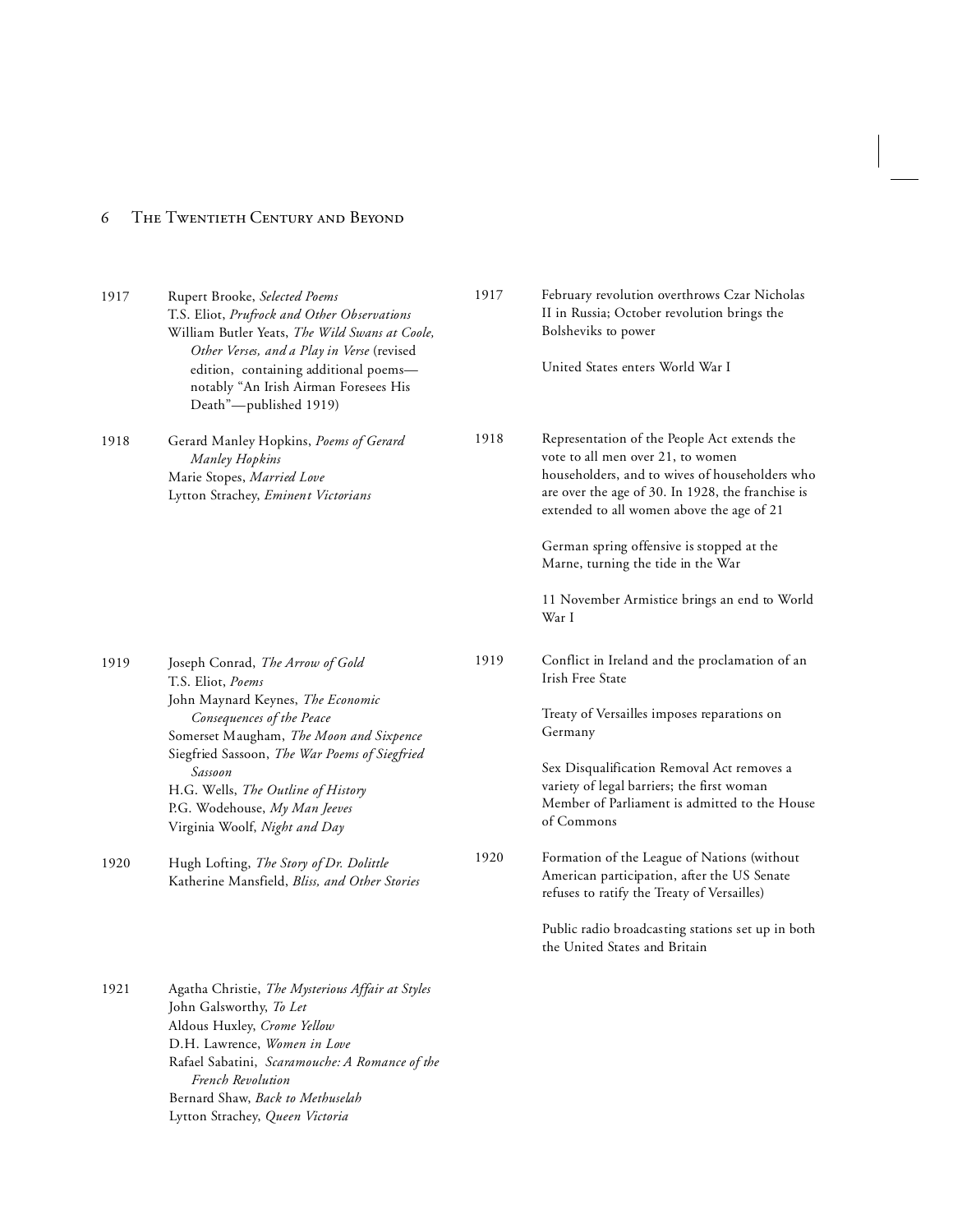| Year | Literary Works | Year | Events |
|---|---|---|---|
| 1917 | Rupert Brooke, *Selected Poems*<br>T.S. Eliot, *Prufrock and Other Observations*<br>William Butler Yeats, *The Wild Swans at Coole, Other Verses, and a Play in Verse* (revised edition, containing additional poems—notably "An Irish Airman Foresees His Death"—published 1919) | 1917 | February revolution overthrows Czar Nicholas II in Russia; October revolution brings the Bolsheviks to power<br><br>United States enters World War I |
| 1918 | Gerard Manley Hopkins, *Poems of Gerard Manley Hopkins*<br>Marie Stopes, *Married Love*<br>Lytton Strachey, *Eminent Victorians* | 1918 | Representation of the People Act extends the vote to all men over 21, to women householders, and to wives of householders who are over the age of 30. In 1928, the franchise is extended to all women above the age of 21<br><br>German spring offensive is stopped at the Marne, turning the tide in the War<br><br>11 November Armistice brings an end to World War I |
| 1919 | Joseph Conrad, *The Arrow of Gold*<br>T.S. Eliot, *Poems*<br>John Maynard Keynes, *The Economic Consequences of the Peace*<br>Somerset Maugham, *The Moon and Sixpence*<br>Siegfried Sassoon, *The War Poems of Siegfried Sassoon*<br>H.G. Wells, *The Outline of History*<br>P.G. Wodehouse, *My Man Jeeves*<br>Virginia Woolf, *Night and Day* | 1919 | Conflict in Ireland and the proclamation of an Irish Free State<br><br>Treaty of Versailles imposes reparations on Germany<br><br>Sex Disqualification Removal Act removes a variety of legal barriers; the first woman Member of Parliament is admitted to the House of Commons |
| 1920 | Hugh Lofting, *The Story of Dr. Dolittle*<br>Katherine Mansfield, *Bliss, and Other Stories* | 1920 | Formation of the League of Nations (without American participation, after the US Senate refuses to ratify the Treaty of Versailles)<br><br>Public radio broadcasting stations set up in both the United States and Britain |
| 1921 | Agatha Christie, *The Mysterious Affair at Styles*<br>John Galsworthy, *To Let*<br>Aldous Huxley, *Crome Yellow*<br>D.H. Lawrence, *Women in Love*<br>Rafael Sabatini, *Scaramouche: A Romance of the French Revolution*<br>Bernard Shaw, *Back to Methuselah*<br>Lytton Strachey, *Queen Victoria* | | |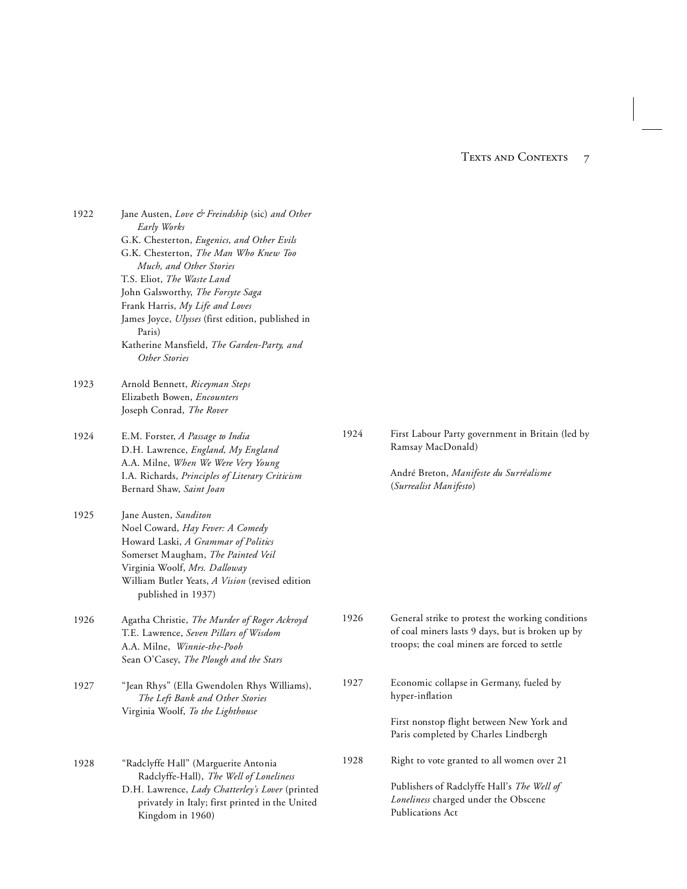| | | | |
|---|---|---|---|
| 1922 | Jane Austen, *Love & Freindship* (sic) *and Other Early Works*<br>G.K. Chesterton, *Eugenics, and Other Evils*<br>G.K. Chesterton, *The Man Who Knew Too Much, and Other Stories*<br>T.S. Eliot, *The Waste Land*<br>John Galsworthy, *The Forsyte Saga*<br>Frank Harris, *My Life and Loves*<br>James Joyce, *Ulysses* (first edition, published in Paris)<br>Katherine Mansfield, *The Garden-Party, and Other Stories* | | |
| 1923 | Arnold Bennett, *Riceyman Steps*<br>Elizabeth Bowen, *Encounters*<br>Joseph Conrad, *The Rover* | | |
| 1924 | E.M. Forster, *A Passage to India*<br>D.H. Lawrence, *England, My England*<br>A.A. Milne, *When We Were Very Young*<br>I.A. Richards, *Principles of Literary Criticism*<br>Bernard Shaw, *Saint Joan* | 1924 | First Labour Party government in Britain (led by Ramsay MacDonald)<br><br>André Breton, *Manifeste du Surréalisme* (*Surrealist Manifesto*) |
| 1925 | Jane Austen, *Sanditon*<br>Noel Coward, *Hay Fever: A Comedy*<br>Howard Laski, *A Grammar of Politics*<br>Somerset Maugham, *The Painted Veil*<br>Virginia Woolf, *Mrs. Dalloway*<br>William Butler Yeats, *A Vision* (revised edition published in 1937) | | |
| 1926 | Agatha Christie, *The Murder of Roger Ackroyd*<br>T.E. Lawrence, *Seven Pillars of Wisdom*<br>A.A. Milne, *Winnie-the-Pooh*<br>Sean O'Casey, *The Plough and the Stars* | 1926 | General strike to protest the working conditions of coal miners lasts 9 days, but is broken up by troops; the coal miners are forced to settle |
| 1927 | "Jean Rhys" (Ella Gwendolen Rhys Williams), *The Left Bank and Other Stories*<br>Virginia Woolf, *To the Lighthouse* | 1927 | Economic collapse in Germany, fueled by hyper-inflation<br><br>First nonstop flight between New York and Paris completed by Charles Lindbergh |
| 1928 | "Radclyffe Hall" (Marguerite Antonia Radclyffe-Hall), *The Well of Loneliness*<br>D.H. Lawrence, *Lady Chatterley's Lover* (printed privately in Italy; first printed in the United Kingdom in 1960) | 1928 | Right to vote granted to all women over 21<br><br>Publishers of Radclyffe Hall's *The Well of Loneliness* charged under the Obscene Publications Act |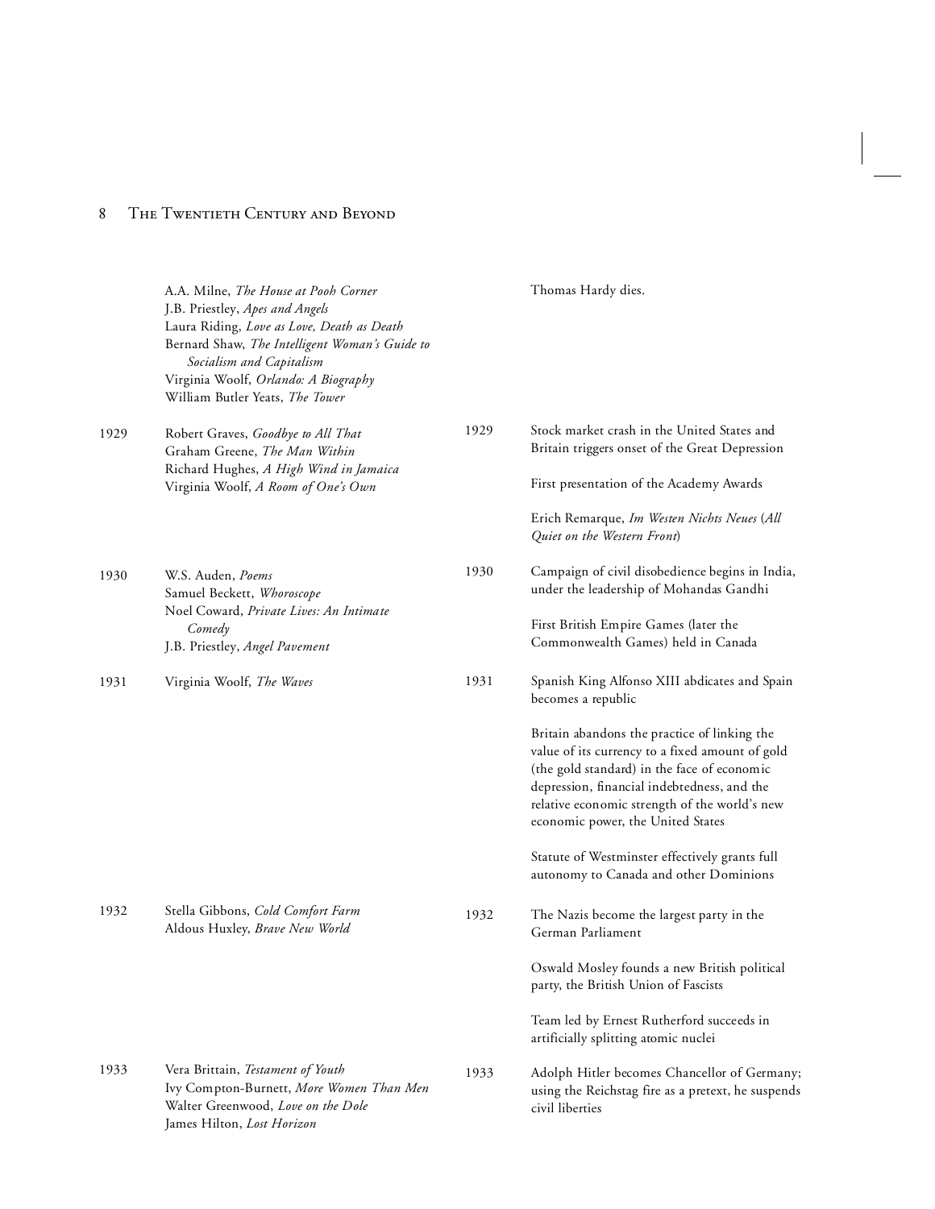| | Literary Works | | Historical Events |
|---|---|---|---|
| | A.A. Milne, *The House at Pooh Corner*<br>J.B. Priestley, *Apes and Angels*<br>Laura Riding, *Love as Love, Death as Death*<br>Bernard Shaw, *The Intelligent Woman's Guide to Socialism and Capitalism*<br>Virginia Woolf, *Orlando: A Biography*<br>William Butler Yeats, *The Tower* | | Thomas Hardy dies. |
| 1929 | Robert Graves, *Goodbye to All That*<br>Graham Greene, *The Man Within*<br>Richard Hughes, *A High Wind in Jamaica*<br>Virginia Woolf, *A Room of One's Own* | 1929 | Stock market crash in the United States and Britain triggers onset of the Great Depression<br><br>First presentation of the Academy Awards<br><br>Erich Remarque, *Im Westen Nichts Neues* (*All Quiet on the Western Front*) |
| 1930 | W.S. Auden, *Poems*<br>Samuel Beckett, *Whoroscope*<br>Noel Coward, *Private Lives: An Intimate Comedy*<br>J.B. Priestley, *Angel Pavement* | 1930 | Campaign of civil disobedience begins in India, under the leadership of Mohandas Gandhi<br><br>First British Empire Games (later the Commonwealth Games) held in Canada |
| 1931 | Virginia Woolf, *The Waves* | 1931 | Spanish King Alfonso XIII abdicates and Spain becomes a republic<br><br>Britain abandons the practice of linking the value of its currency to a fixed amount of gold (the gold standard) in the face of economic depression, financial indebtedness, and the relative economic strength of the world's new economic power, the United States<br><br>Statute of Westminster effectively grants full autonomy to Canada and other Dominions |
| 1932 | Stella Gibbons, *Cold Comfort Farm*<br>Aldous Huxley, *Brave New World* | 1932 | The Nazis become the largest party in the German Parliament<br><br>Oswald Mosley founds a new British political party, the British Union of Fascists<br><br>Team led by Ernest Rutherford succeeds in artificially splitting atomic nuclei |
| 1933 | Vera Brittain, *Testament of Youth*<br>Ivy Compton-Burnett, *More Women Than Men*<br>Walter Greenwood, *Love on the Dole*<br>James Hilton, *Lost Horizon* | 1933 | Adolph Hitler becomes Chancellor of Germany; using the Reichstag fire as a pretext, he suspends civil liberties |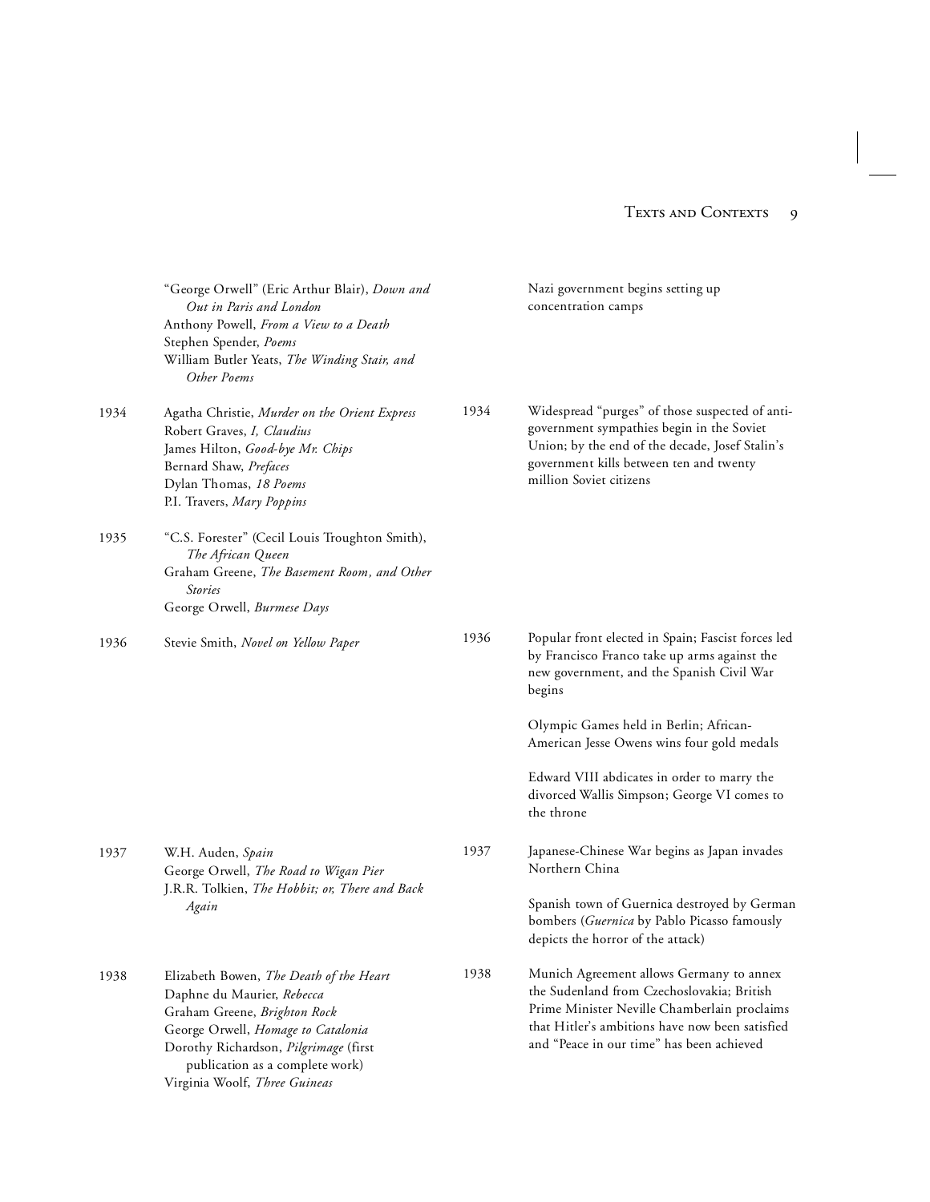| | Texts | | Contexts |
|---|---|---|---|
| | "George Orwell" (Eric Arthur Blair), *Down and Out in Paris and London*<br>Anthony Powell, *From a View to a Death*<br>Stephen Spender, *Poems*<br>William Butler Yeats, *The Winding Stair, and Other Poems* | | Nazi government begins setting up concentration camps |
| 1934 | Agatha Christie, *Murder on the Orient Express*<br>Robert Graves, *I, Claudius*<br>James Hilton, *Good-bye Mr. Chips*<br>Bernard Shaw, *Prefaces*<br>Dylan Thomas, *18 Poems*<br>P.I. Travers, *Mary Poppins* | 1934 | Widespread "purges" of those suspected of anti-government sympathies begin in the Soviet Union; by the end of the decade, Josef Stalin's government kills between ten and twenty million Soviet citizens |
| 1935 | "C.S. Forester" (Cecil Louis Troughton Smith), *The African Queen*<br>Graham Greene, *The Basement Room, and Other Stories*<br>George Orwell, *Burmese Days* | | |
| 1936 | Stevie Smith, *Novel on Yellow Paper* | 1936 | Popular front elected in Spain; Fascist forces led by Francisco Franco take up arms against the new government, and the Spanish Civil War begins<br><br>Olympic Games held in Berlin; African-American Jesse Owens wins four gold medals<br><br>Edward VIII abdicates in order to marry the divorced Wallis Simpson; George VI comes to the throne |
| 1937 | W.H. Auden, *Spain*<br>George Orwell, *The Road to Wigan Pier*<br>J.R.R. Tolkien, *The Hobbit; or, There and Back Again* | 1937 | Japanese-Chinese War begins as Japan invades Northern China<br><br>Spanish town of Guernica destroyed by German bombers (*Guernica* by Pablo Picasso famously depicts the horror of the attack) |
| 1938 | Elizabeth Bowen, *The Death of the Heart*<br>Daphne du Maurier, *Rebecca*<br>Graham Greene, *Brighton Rock*<br>George Orwell, *Homage to Catalonia*<br>Dorothy Richardson, *Pilgrimage* (first publication as a complete work)<br>Virginia Woolf, *Three Guineas* | 1938 | Munich Agreement allows Germany to annex the Sudenland from Czechoslovakia; British Prime Minister Neville Chamberlain proclaims that Hitler's ambitions have now been satisfied and "Peace in our time" has been achieved |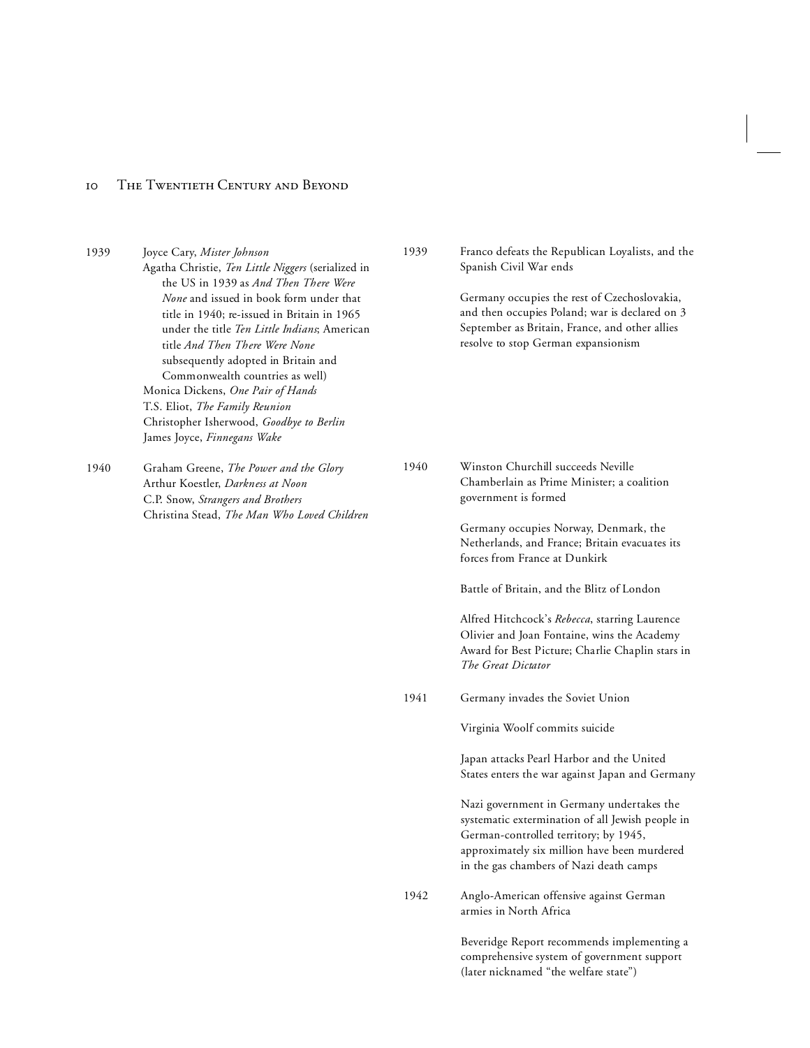| | Literature | | Events |
|---|---|---|---|
| 1939 | Joyce Cary, *Mister Johnson*<br>Agatha Christie, *Ten Little Niggers* (serialized in the US in 1939 as *And Then There Were None* and issued in book form under that title in 1940; re-issued in Britain in 1965 under the title *Ten Little Indians*; American title *And Then There Were None* subsequently adopted in Britain and Commonwealth countries as well)<br>Monica Dickens, *One Pair of Hands*<br>T.S. Eliot, *The Family Reunion*<br>Christopher Isherwood, *Goodbye to Berlin*<br>James Joyce, *Finnegans Wake* | 1939 | Franco defeats the Republican Loyalists, and the Spanish Civil War ends<br><br>Germany occupies the rest of Czechoslovakia, and then occupies Poland; war is declared on 3 September as Britain, France, and other allies resolve to stop German expansionism |
| 1940 | Graham Greene, *The Power and the Glory*<br>Arthur Koestler, *Darkness at Noon*<br>C.P. Snow, *Strangers and Brothers*<br>Christina Stead, *The Man Who Loved Children* | 1940 | Winston Churchill succeeds Neville Chamberlain as Prime Minister; a coalition government is formed<br><br>Germany occupies Norway, Denmark, the Netherlands, and France; Britain evacuates its forces from France at Dunkirk<br><br>Battle of Britain, and the Blitz of London<br><br>Alfred Hitchcock's *Rebecca*, starring Laurence Olivier and Joan Fontaine, wins the Academy Award for Best Picture; Charlie Chaplin stars in *The Great Dictator* |
| | | 1941 | Germany invades the Soviet Union<br><br>Virginia Woolf commits suicide<br><br>Japan attacks Pearl Harbor and the United States enters the war against Japan and Germany<br><br>Nazi government in Germany undertakes the systematic extermination of all Jewish people in German-controlled territory; by 1945, approximately six million have been murdered in the gas chambers of Nazi death camps |
| | | 1942 | Anglo-American offensive against German armies in North Africa<br><br>Beveridge Report recommends implementing a comprehensive system of government support (later nicknamed "the welfare state") |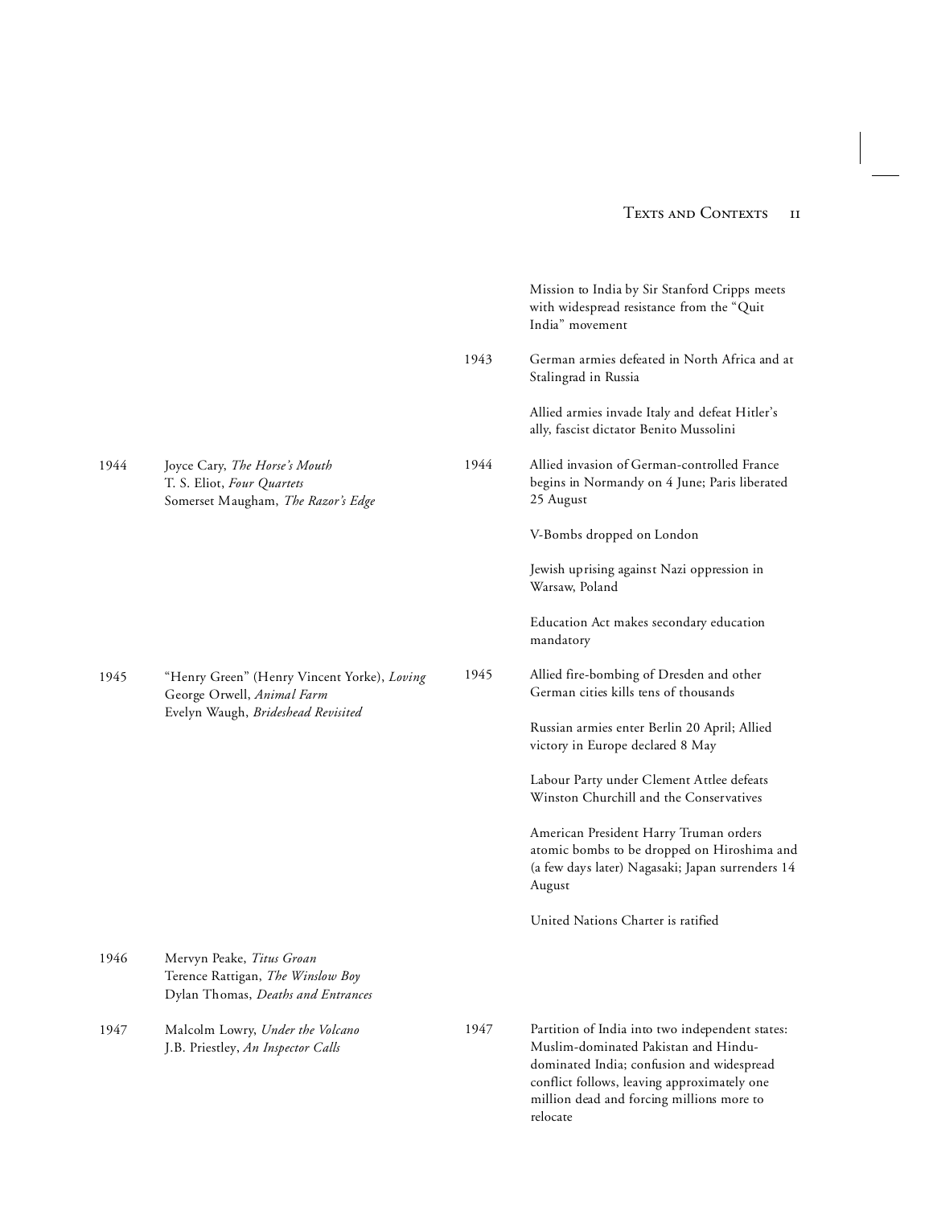| | | | |
|---|---|---|---|
| | | | Mission to India by Sir Stanford Cripps meets with widespread resistance from the "Quit India" movement |
| | | 1943 | German armies defeated in North Africa and at Stalingrad in Russia |
| | | | Allied armies invade Italy and defeat Hitler's ally, fascist dictator Benito Mussolini |
| 1944 | Joyce Cary, *The Horse's Mouth*<br>T. S. Eliot, *Four Quartets*<br>Somerset Maugham, *The Razor's Edge* | 1944 | Allied invasion of German-controlled France begins in Normandy on 4 June; Paris liberated 25 August |
| | | | V-Bombs dropped on London |
| | | | Jewish uprising against Nazi oppression in Warsaw, Poland |
| | | | Education Act makes secondary education mandatory |
| 1945 | "Henry Green" (Henry Vincent Yorke), *Loving*<br>George Orwell, *Animal Farm*<br>Evelyn Waugh, *Brideshead Revisited* | 1945 | Allied fire-bombing of Dresden and other German cities kills tens of thousands |
| | | | Russian armies enter Berlin 20 April; Allied victory in Europe declared 8 May |
| | | | Labour Party under Clement Attlee defeats Winston Churchill and the Conservatives |
| | | | American President Harry Truman orders atomic bombs to be dropped on Hiroshima and (a few days later) Nagasaki; Japan surrenders 14 August |
| | | | United Nations Charter is ratified |
| 1946 | Mervyn Peake, *Titus Groan*<br>Terence Rattigan, *The Winslow Boy*<br>Dylan Thomas, *Deaths and Entrances* | | |
| 1947 | Malcolm Lowry, *Under the Volcano*<br>J.B. Priestley, *An Inspector Calls* | 1947 | Partition of India into two independent states: Muslim-dominated Pakistan and Hindu-dominated India; confusion and widespread conflict follows, leaving approximately one million dead and forcing millions more to relocate |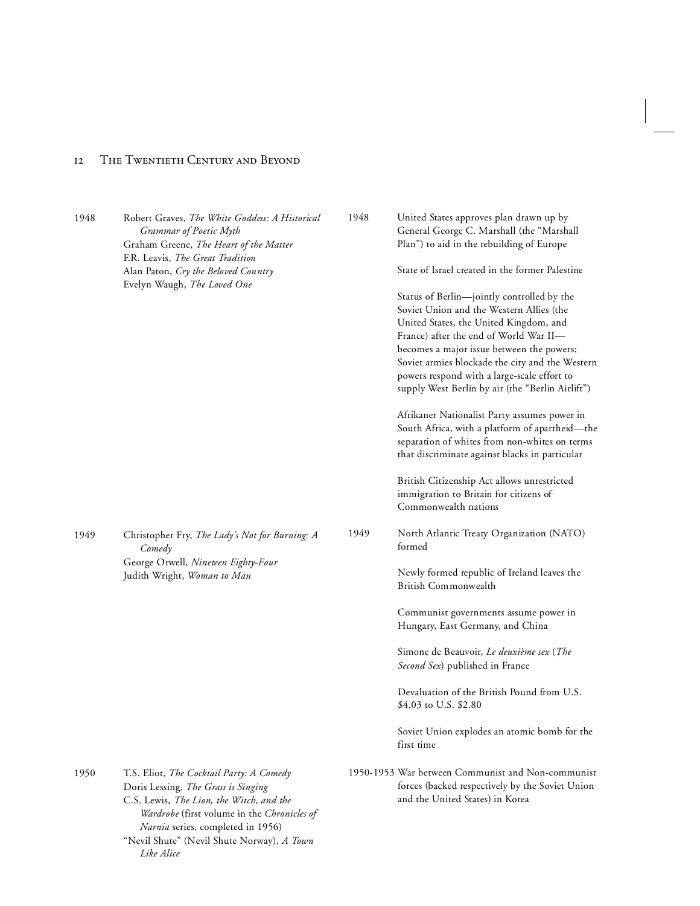1948 Robert Graves, *The White Goddess: A Historical Grammar of Poetic Myth*
Graham Greene, *The Heart of the Matter*
F.R. Leavis, *The Great Tradition*
Alan Paton, *Cry the Beloved Country*
Evelyn Waugh, *The Loved One*

1948 United States approves plan drawn up by General George C. Marshall (the "Marshall Plan") to aid in the rebuilding of Europe

State of Israel created in the former Palestine

Status of Berlin—jointly controlled by the Soviet Union and the Western Allies (the United States, the United Kingdom, and France) after the end of World War II—becomes a major issue between the powers; Soviet armies blockade the city and the Western powers respond with a large-scale effort to supply West Berlin by air (the "Berlin Airlift")

Afrikaner Nationalist Party assumes power in South Africa, with a platform of apartheid—the separation of whites from non-whites on terms that discriminate against blacks in particular

British Citizenship Act allows unrestricted immigration to Britain for citizens of Commonwealth nations

1949 Christopher Fry, *The Lady's Not for Burning: A Comedy*
George Orwell, *Nineteen Eighty-Four*
Judith Wright, *Woman to Man*

1949 North Atlantic Treaty Organization (NATO) formed

Newly formed republic of Ireland leaves the British Commonwealth

Communist governments assume power in Hungary, East Germany, and China

Simone de Beauvoir, *Le deuxième sex* (*The Second Sex*) published in France

Devaluation of the British Pound from U.S. \$4.03 to U.S. \$2.80

Soviet Union explodes an atomic bomb for the first time

1950 T.S. Eliot, *The Cocktail Party: A Comedy*
Doris Lessing, *The Grass is Singing*
C.S. Lewis, *The Lion, the Witch, and the Wardrobe* (first volume in the *Chronicles of Narnia* series, completed in 1956)
"Nevil Shute" (Nevil Shute Norway), *A Town Like Alice*

1950-1953 War between Communist and Non-communist forces (backed respectively by the Soviet Union and the United States) in Korea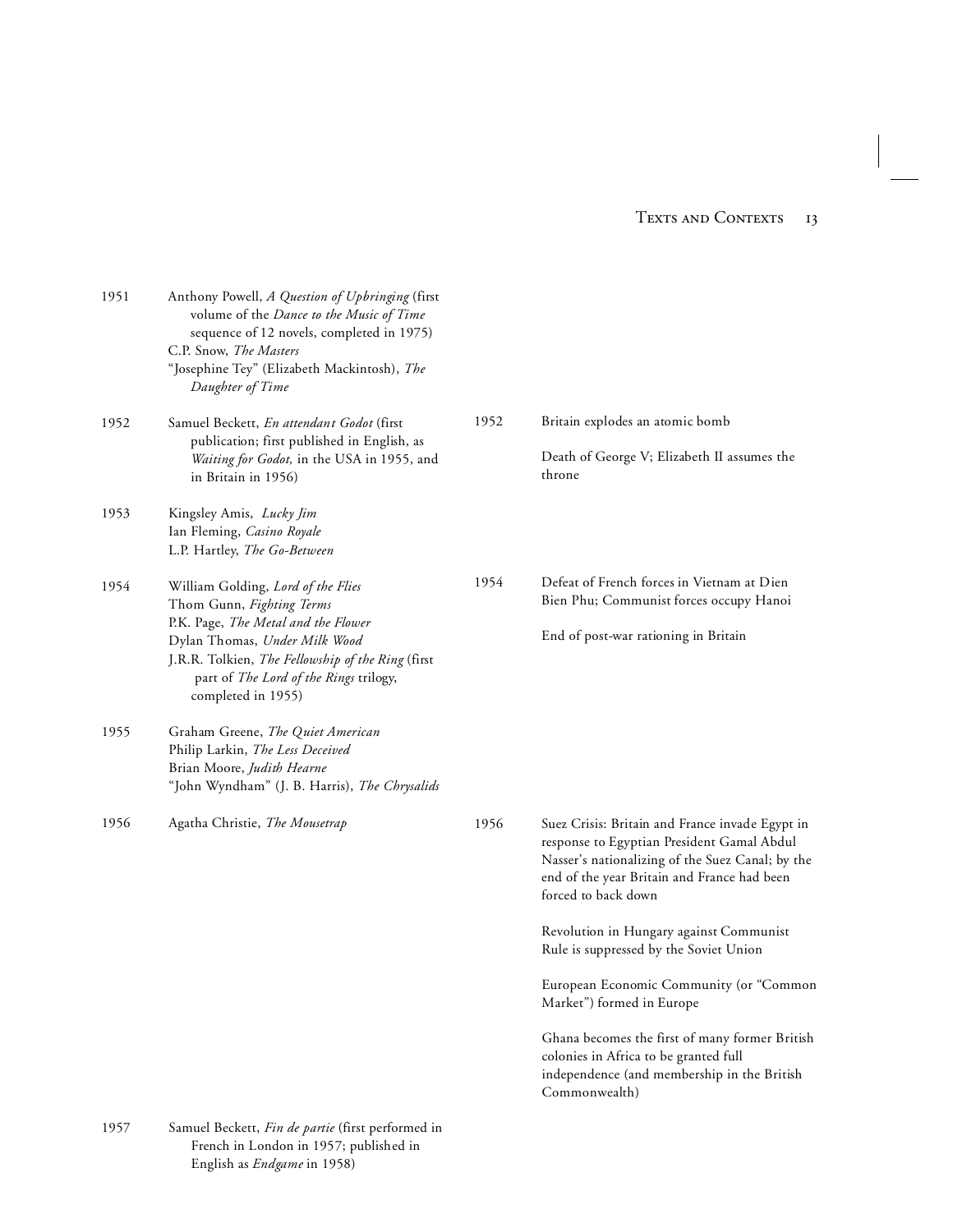| | | | |
|---|---|---|---|
| 1951 | Anthony Powell, *A Question of Upbringing* (first volume of the *Dance to the Music of Time* sequence of 12 novels, completed in 1975)<br>C.P. Snow, *The Masters*<br>"Josephine Tey" (Elizabeth Mackintosh), *The Daughter of Time* | | |
| 1952 | Samuel Beckett, *En attendant Godot* (first publication; first published in English, as *Waiting for Godot,* in the USA in 1955, and in Britain in 1956) | 1952 | Britain explodes an atomic bomb<br><br>Death of George V; Elizabeth II assumes the throne |
| 1953 | Kingsley Amis, *Lucky Jim*<br>Ian Fleming, *Casino Royale*<br>L.P. Hartley, *The Go-Between* | | |
| 1954 | William Golding, *Lord of the Flies*<br>Thom Gunn, *Fighting Terms*<br>P.K. Page, *The Metal and the Flower*<br>Dylan Thomas, *Under Milk Wood*<br>J.R.R. Tolkien, *The Fellowship of the Ring* (first part of *The Lord of the Rings* trilogy, completed in 1955) | 1954 | Defeat of French forces in Vietnam at Dien Bien Phu; Communist forces occupy Hanoi<br><br>End of post-war rationing in Britain |
| 1955 | Graham Greene, *The Quiet American*<br>Philip Larkin, *The Less Deceived*<br>Brian Moore, *Judith Hearne*<br>"John Wyndham" (J. B. Harris), *The Chrysalids* | | |
| 1956 | Agatha Christie, *The Mousetrap* | 1956 | Suez Crisis: Britain and France invade Egypt in response to Egyptian President Gamal Abdul Nasser's nationalizing of the Suez Canal; by the end of the year Britain and France had been forced to back down<br><br>Revolution in Hungary against Communist Rule is suppressed by the Soviet Union<br><br>European Economic Community (or "Common Market") formed in Europe<br><br>Ghana becomes the first of many former British colonies in Africa to be granted full independence (and membership in the British Commonwealth) |
| 1957 | Samuel Beckett, *Fin de partie* (first performed in French in London in 1957; published in English as *Endgame* in 1958) | | |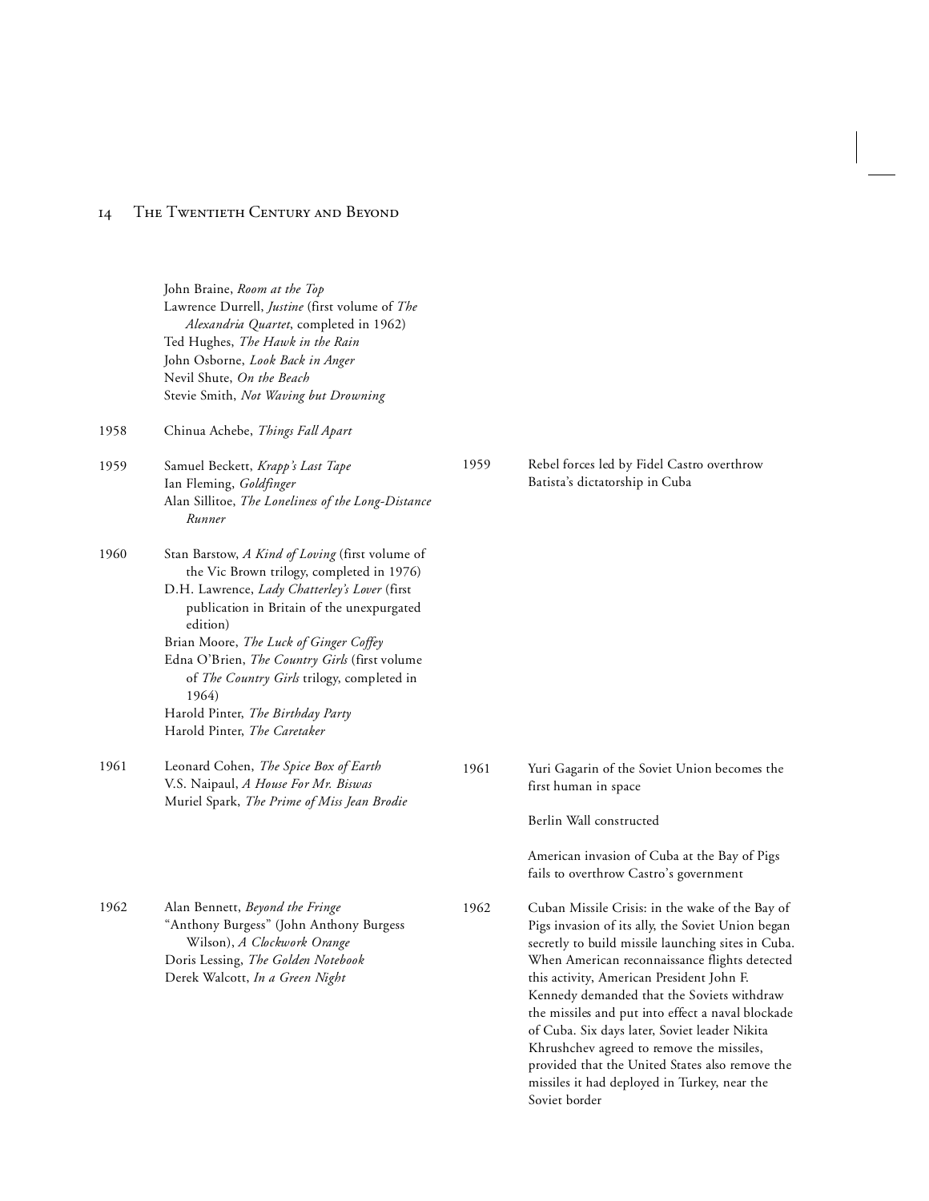| | | | |
|---|---|---|---|
| | John Braine, *Room at the Top*<br>Lawrence Durrell, *Justine* (first volume of *The Alexandria Quartet*, completed in 1962)<br>Ted Hughes, *The Hawk in the Rain*<br>John Osborne, *Look Back in Anger*<br>Nevil Shute, *On the Beach*<br>Stevie Smith, *Not Waving but Drowning* | | |
| 1958 | Chinua Achebe, *Things Fall Apart* | | |
| 1959 | Samuel Beckett, *Krapp's Last Tape*<br>Ian Fleming, *Goldfinger*<br>Alan Sillitoe, *The Loneliness of the Long-Distance Runner* | 1959 | Rebel forces led by Fidel Castro overthrow Batista's dictatorship in Cuba |
| 1960 | Stan Barstow, *A Kind of Loving* (first volume of the Vic Brown trilogy, completed in 1976)<br>D.H. Lawrence, *Lady Chatterley's Lover* (first publication in Britain of the unexpurgated edition)<br>Brian Moore, *The Luck of Ginger Coffey*<br>Edna O'Brien, *The Country Girls* (first volume of *The Country Girls* trilogy, completed in 1964)<br>Harold Pinter, *The Birthday Party*<br>Harold Pinter, *The Caretaker* | | |
| 1961 | Leonard Cohen, *The Spice Box of Earth*<br>V.S. Naipaul, *A House For Mr. Biswas*<br>Muriel Spark, *The Prime of Miss Jean Brodie* | 1961 | Yuri Gagarin of the Soviet Union becomes the first human in space<br><br>Berlin Wall constructed<br><br>American invasion of Cuba at the Bay of Pigs fails to overthrow Castro's government |
| 1962 | Alan Bennett, *Beyond the Fringe*<br>"Anthony Burgess" (John Anthony Burgess Wilson), *A Clockwork Orange*<br>Doris Lessing, *The Golden Notebook*<br>Derek Walcott, *In a Green Night* | 1962 | Cuban Missile Crisis: in the wake of the Bay of Pigs invasion of its ally, the Soviet Union began secretly to build missile launching sites in Cuba. When American reconnaissance flights detected this activity, American President John F. Kennedy demanded that the Soviets withdraw the missiles and put into effect a naval blockade of Cuba. Six days later, Soviet leader Nikita Khrushchev agreed to remove the missiles, provided that the United States also remove the missiles it had deployed in Turkey, near the Soviet border |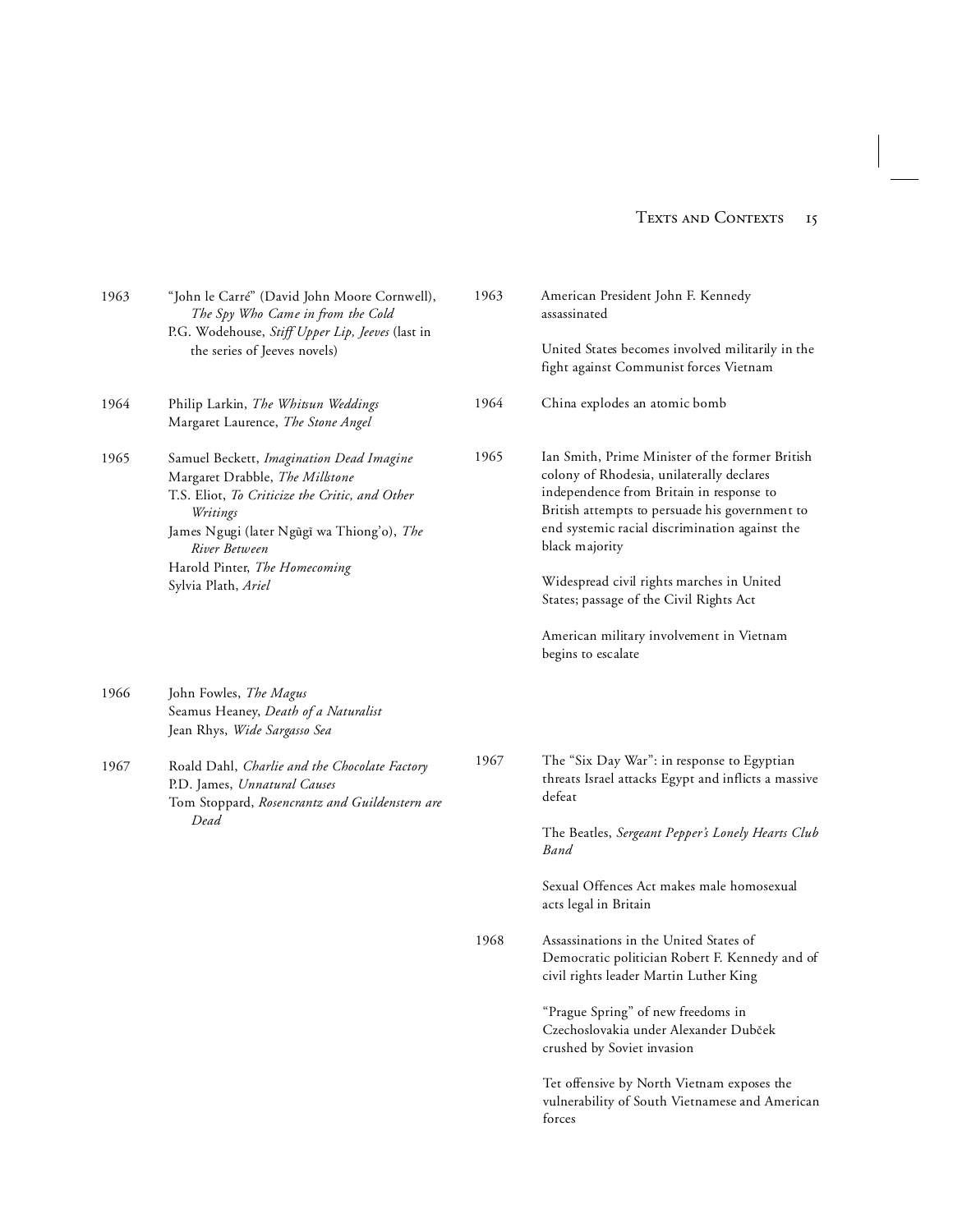| | | | |
|---|---|---|---|
| 1963 | "John le Carré" (David John Moore Cornwell), *The Spy Who Came in from the Cold*<br>P.G. Wodehouse, *Stiff Upper Lip, Jeeves* (last in the series of Jeeves novels) | 1963 | American President John F. Kennedy assassinated<br><br>United States becomes involved militarily in the fight against Communist forces Vietnam |
| 1964 | Philip Larkin, *The Whitsun Weddings*<br>Margaret Laurence, *The Stone Angel* | 1964 | China explodes an atomic bomb |
| 1965 | Samuel Beckett, *Imagination Dead Imagine*<br>Margaret Drabble, *The Millstone*<br>T.S. Eliot, *To Criticize the Critic, and Other Writings*<br>James Ngugi (later Ngũgĩ wa Thiong'o), *The River Between*<br>Harold Pinter, *The Homecoming*<br>Sylvia Plath, *Ariel* | 1965 | Ian Smith, Prime Minister of the former British colony of Rhodesia, unilaterally declares independence from Britain in response to British attempts to persuade his government to end systemic racial discrimination against the black majority<br><br>Widespread civil rights marches in United States; passage of the Civil Rights Act<br><br>American military involvement in Vietnam begins to escalate |
| 1966 | John Fowles, *The Magus*<br>Seamus Heaney, *Death of a Naturalist*<br>Jean Rhys, *Wide Sargasso Sea* | | |
| 1967 | Roald Dahl, *Charlie and the Chocolate Factory*<br>P.D. James, *Unnatural Causes*<br>Tom Stoppard, *Rosencrantz and Guildenstern are Dead* | 1967 | The "Six Day War": in response to Egyptian threats Israel attacks Egypt and inflicts a massive defeat<br><br>The Beatles, *Sergeant Pepper's Lonely Hearts Club Band*<br><br>Sexual Offences Act makes male homosexual acts legal in Britain |
| | | 1968 | Assassinations in the United States of Democratic politician Robert F. Kennedy and of civil rights leader Martin Luther King<br><br>"Prague Spring" of new freedoms in Czechoslovakia under Alexander Dubček crushed by Soviet invasion<br><br>Tet offensive by North Vietnam exposes the vulnerability of South Vietnamese and American forces |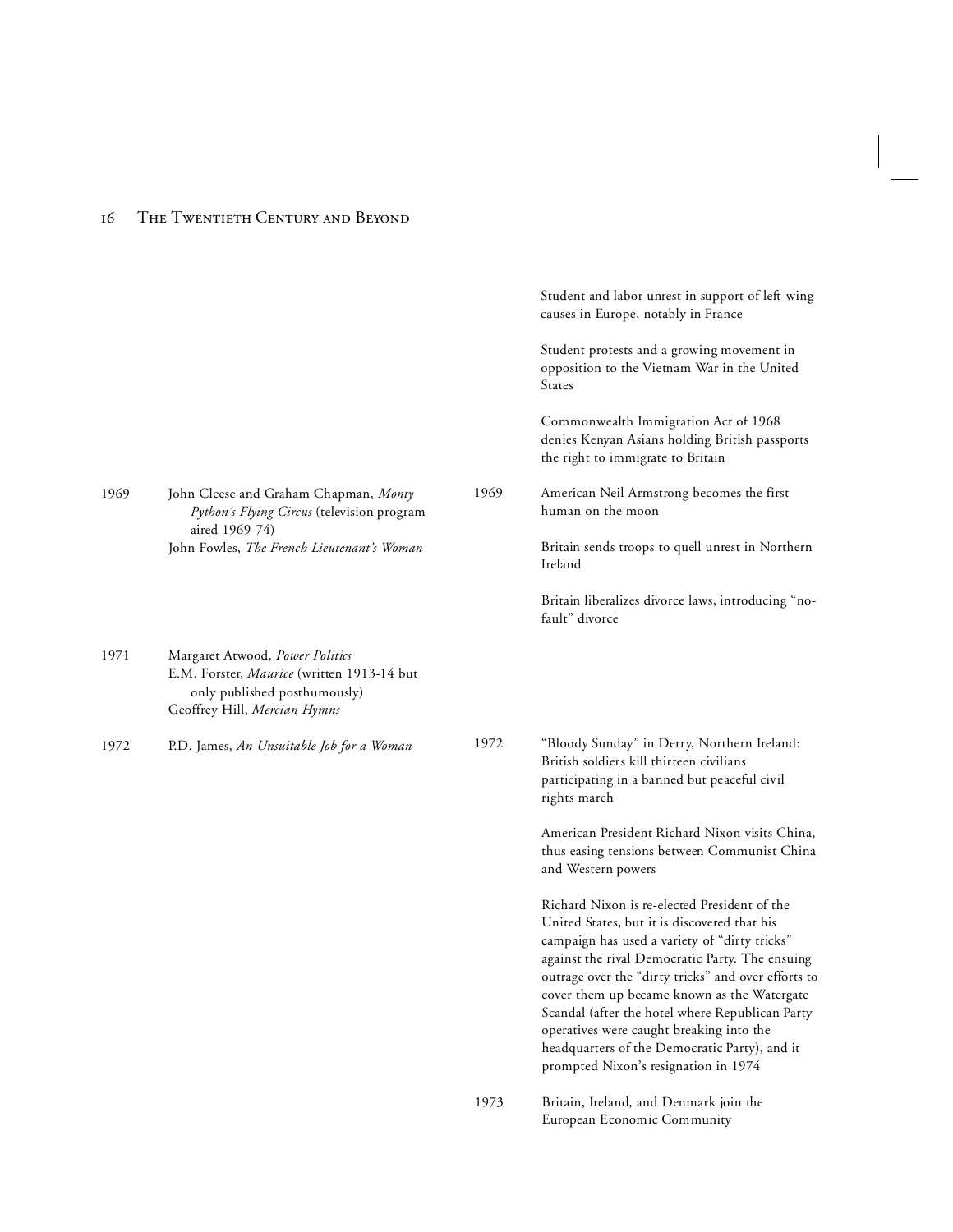| | | | |
|---|---|---|---|
| | | | Student and labor unrest in support of left-wing causes in Europe, notably in France |
| | | | Student protests and a growing movement in opposition to the Vietnam War in the United States |
| | | | Commonwealth Immigration Act of 1968 denies Kenyan Asians holding British passports the right to immigrate to Britain |
| 1969 | John Cleese and Graham Chapman, *Monty Python's Flying Circus* (television program aired 1969-74)<br>John Fowles, *The French Lieutenant's Woman* | 1969 | American Neil Armstrong becomes the first human on the moon |
| | | | Britain sends troops to quell unrest in Northern Ireland |
| | | | Britain liberalizes divorce laws, introducing "no-fault" divorce |
| 1971 | Margaret Atwood, *Power Politics*<br>E.M. Forster, *Maurice* (written 1913-14 but only published posthumously)<br>Geoffrey Hill, *Mercian Hymns* | | |
| 1972 | P.D. James, *An Unsuitable Job for a Woman* | 1972 | "Bloody Sunday" in Derry, Northern Ireland: British soldiers kill thirteen civilians participating in a banned but peaceful civil rights march |
| | | | American President Richard Nixon visits China, thus easing tensions between Communist China and Western powers |
| | | | Richard Nixon is re-elected President of the United States, but it is discovered that his campaign has used a variety of "dirty tricks" against the rival Democratic Party. The ensuing outrage over the "dirty tricks" and over efforts to cover them up became known as the Watergate Scandal (after the hotel where Republican Party operatives were caught breaking into the headquarters of the Democratic Party), and it prompted Nixon's resignation in 1974 |
| | | 1973 | Britain, Ireland, and Denmark join the European Economic Community |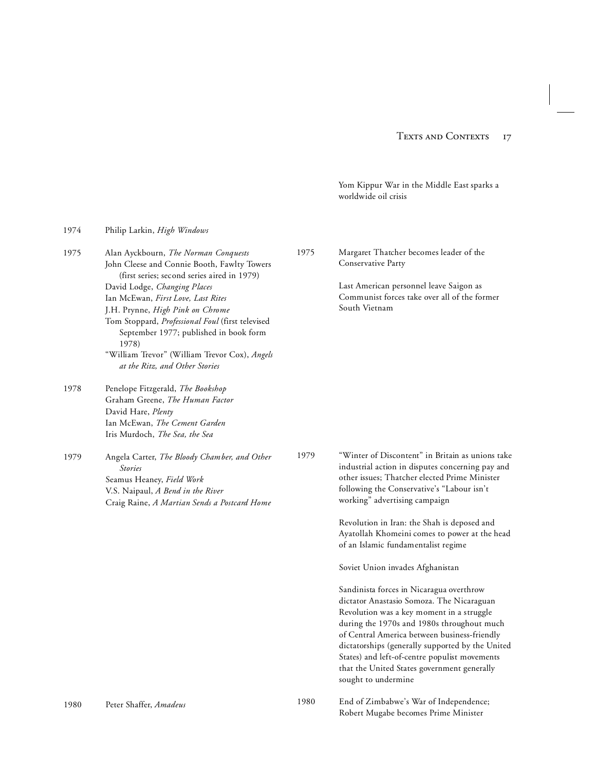| | | | |
|---|---|---|---|
| | | | Yom Kippur War in the Middle East sparks a worldwide oil crisis |
| 1974 | Philip Larkin, *High Windows* | | |
| 1975 | Alan Ayckbourn, *The Norman Conquests*<br>John Cleese and Connie Booth, Fawlty Towers (first series; second series aired in 1979)<br>David Lodge, *Changing Places*<br>Ian McEwan, *First Love, Last Rites*<br>J.H. Prynne, *High Pink on Chrome*<br>Tom Stoppard, *Professional Foul* (first televised September 1977; published in book form 1978)<br>"William Trevor" (William Trevor Cox), *Angels at the Ritz, and Other Stories* | 1975 | Margaret Thatcher becomes leader of the Conservative Party<br><br>Last American personnel leave Saigon as Communist forces take over all of the former South Vietnam |
| 1978 | Penelope Fitzgerald, *The Bookshop*<br>Graham Greene, *The Human Factor*<br>David Hare, *Plenty*<br>Ian McEwan, *The Cement Garden*<br>Iris Murdoch, *The Sea, the Sea* | | |
| 1979 | Angela Carter, *The Bloody Chamber, and Other Stories*<br>Seamus Heaney, *Field Work*<br>V.S. Naipaul, *A Bend in the River*<br>Craig Raine, *A Martian Sends a Postcard Home* | 1979 | "Winter of Discontent" in Britain as unions take industrial action in disputes concerning pay and other issues; Thatcher elected Prime Minister following the Conservative's "Labour isn't working" advertising campaign<br><br>Revolution in Iran: the Shah is deposed and Ayatollah Khomeini comes to power at the head of an Islamic fundamentalist regime<br><br>Soviet Union invades Afghanistan<br><br>Sandinista forces in Nicaragua overthrow dictator Anastasio Somoza. The Nicaraguan Revolution was a key moment in a struggle during the 1970s and 1980s throughout much of Central America between business-friendly dictatorships (generally supported by the United States) and left-of-centre populist movements that the United States government generally sought to undermine |
| 1980 | Peter Shaffer, *Amadeus* | 1980 | End of Zimbabwe's War of Independence; Robert Mugabe becomes Prime Minister |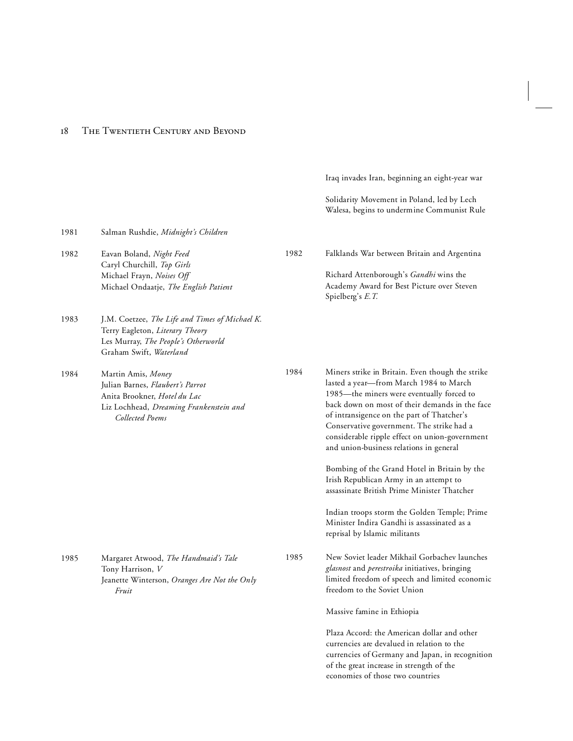| | | | |
|---|---|---|---|
| | | | Iraq invades Iran, beginning an eight-year war |
| | | | Solidarity Movement in Poland, led by Lech Walesa, begins to undermine Communist Rule |
| 1981 | Salman Rushdie, *Midnight's Children* | | |
| 1982 | Eavan Boland, *Night Feed*<br>Caryl Churchill, *Top Girls*<br>Michael Frayn, *Noises Off*<br>Michael Ondaatje, *The English Patient* | 1982 | Falklands War between Britain and Argentina<br><br>Richard Attenborough's *Gandhi* wins the Academy Award for Best Picture over Steven Spielberg's *E.T.* |
| 1983 | J.M. Coetzee, *The Life and Times of Michael K.*<br>Terry Eagleton, *Literary Theory*<br>Les Murray, *The People's Otherworld*<br>Graham Swift, *Waterland* | | |
| 1984 | Martin Amis, *Money*<br>Julian Barnes, *Flaubert's Parrot*<br>Anita Brookner, *Hotel du Lac*<br>Liz Lochhead, *Dreaming Frankenstein and Collected Poems* | 1984 | Miners strike in Britain. Even though the strike lasted a year—from March 1984 to March 1985—the miners were eventually forced to back down on most of their demands in the face of intransigence on the part of Thatcher's Conservative government. The strike had a considerable ripple effect on union-government and union-business relations in general<br><br>Bombing of the Grand Hotel in Britain by the Irish Republican Army in an attempt to assassinate British Prime Minister Thatcher<br><br>Indian troops storm the Golden Temple; Prime Minister Indira Gandhi is assassinated as a reprisal by Islamic militants |
| 1985 | Margaret Atwood, *The Handmaid's Tale*<br>Tony Harrison, *V*<br>Jeanette Winterson, *Oranges Are Not the Only Fruit* | 1985 | New Soviet leader Mikhail Gorbachev launches *glasnost* and *perestroika* initiatives, bringing limited freedom of speech and limited economic freedom to the Soviet Union<br><br>Massive famine in Ethiopia<br><br>Plaza Accord: the American dollar and other currencies are devalued in relation to the currencies of Germany and Japan, in recognition of the great increase in strength of the economies of those two countries |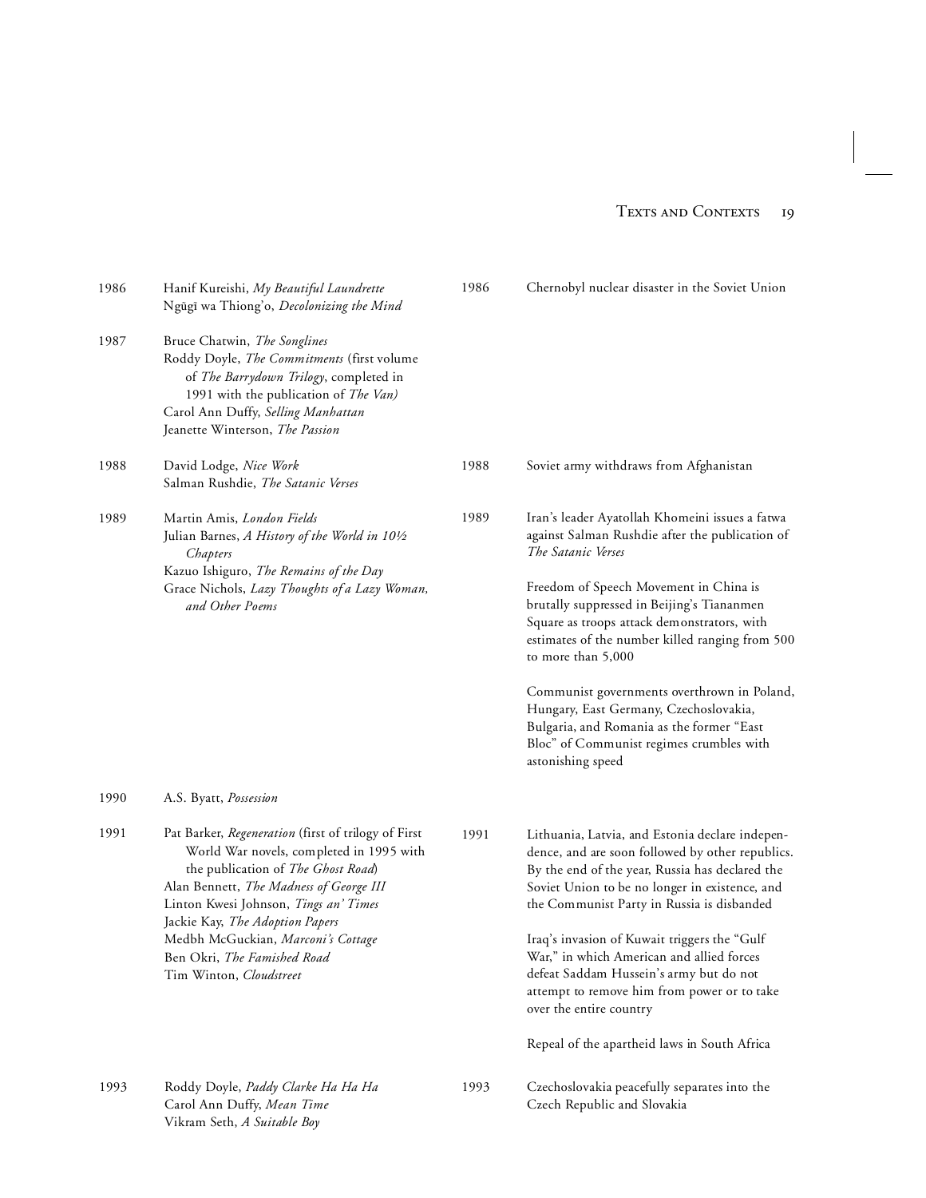| | Texts | | Contexts |
|---|---|---|---|
| 1986 | Hanif Kureishi, *My Beautiful Laundrette*<br>Ngũgĩ wa Thiong'o, *Decolonizing the Mind* | 1986 | Chernobyl nuclear disaster in the Soviet Union |
| 1987 | Bruce Chatwin, *The Songlines*<br>Roddy Doyle, *The Commitments* (first volume of *The Barrydown Trilogy*, completed in 1991 with the publication of *The Van)*<br>Carol Ann Duffy, *Selling Manhattan*<br>Jeanette Winterson, *The Passion* | | |
| 1988 | David Lodge, *Nice Work*<br>Salman Rushdie, *The Satanic Verses* | 1988 | Soviet army withdraws from Afghanistan |
| 1989 | Martin Amis, *London Fields*<br>Julian Barnes, *A History of the World in 10½ Chapters*<br>Kazuo Ishiguro, *The Remains of the Day*<br>Grace Nichols, *Lazy Thoughts of a Lazy Woman, and Other Poems* | 1989 | Iran's leader Ayatollah Khomeini issues a fatwa against Salman Rushdie after the publication of *The Satanic Verses*<br><br>Freedom of Speech Movement in China is brutally suppressed in Beijing's Tiananmen Square as troops attack demonstrators, with estimates of the number killed ranging from 500 to more than 5,000<br><br>Communist governments overthrown in Poland, Hungary, East Germany, Czechoslovakia, Bulgaria, and Romania as the former "East Bloc" of Communist regimes crumbles with astonishing speed |
| 1990 | A.S. Byatt, *Possession* | | |
| 1991 | Pat Barker, *Regeneration* (first of trilogy of First World War novels, completed in 1995 with the publication of *The Ghost Road*)<br>Alan Bennett, *The Madness of George III*<br>Linton Kwesi Johnson, *Tings an' Times*<br>Jackie Kay, *The Adoption Papers*<br>Medbh McGuckian, *Marconi's Cottage*<br>Ben Okri, *The Famished Road*<br>Tim Winton, *Cloudstreet* | 1991 | Lithuania, Latvia, and Estonia declare independence, and are soon followed by other republics. By the end of the year, Russia has declared the Soviet Union to be no longer in existence, and the Communist Party in Russia is disbanded<br><br>Iraq's invasion of Kuwait triggers the "Gulf War," in which American and allied forces defeat Saddam Hussein's army but do not attempt to remove him from power or to take over the entire country<br><br>Repeal of the apartheid laws in South Africa |
| 1993 | Roddy Doyle, *Paddy Clarke Ha Ha Ha*<br>Carol Ann Duffy, *Mean Time*<br>Vikram Seth, *A Suitable Boy* | 1993 | Czechoslovakia peacefully separates into the Czech Republic and Slovakia |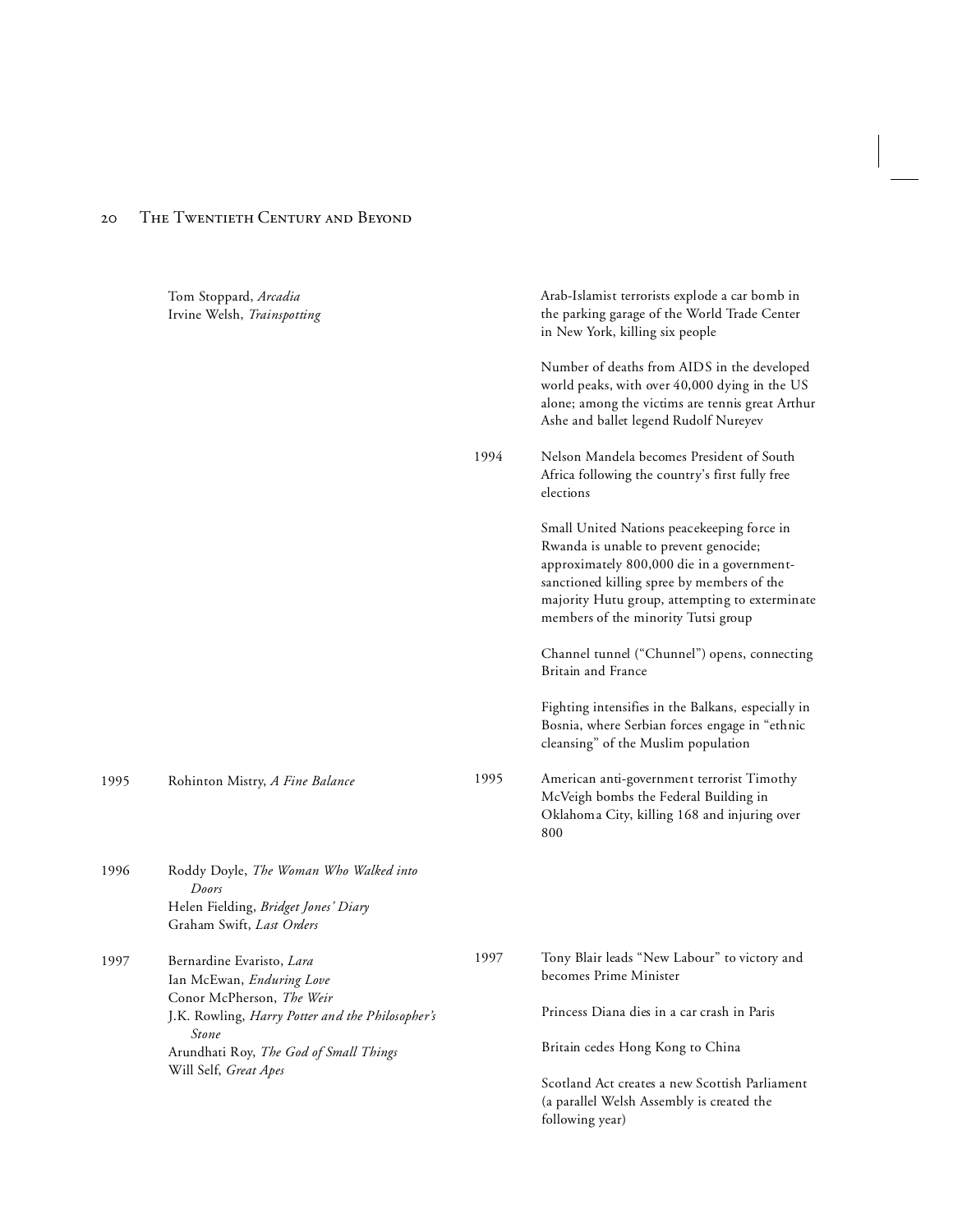| | Literature | | Historical Events |
|---|---|---|---|
| | Tom Stoppard, *Arcadia*<br>Irvine Welsh, *Trainspotting* | | Arab-Islamist terrorists explode a car bomb in the parking garage of the World Trade Center in New York, killing six people |
| | | | Number of deaths from AIDS in the developed world peaks, with over 40,000 dying in the US alone; among the victims are tennis great Arthur Ashe and ballet legend Rudolf Nureyev |
| | | 1994 | Nelson Mandela becomes President of South Africa following the country's first fully free elections |
| | | | Small United Nations peacekeeping force in Rwanda is unable to prevent genocide; approximately 800,000 die in a government-sanctioned killing spree by members of the majority Hutu group, attempting to exterminate members of the minority Tutsi group |
| | | | Channel tunnel ("Chunnel") opens, connecting Britain and France |
| | | | Fighting intensifies in the Balkans, especially in Bosnia, where Serbian forces engage in "ethnic cleansing" of the Muslim population |
| 1995 | Rohinton Mistry, *A Fine Balance* | 1995 | American anti-government terrorist Timothy McVeigh bombs the Federal Building in Oklahoma City, killing 168 and injuring over 800 |
| 1996 | Roddy Doyle, *The Woman Who Walked into Doors*<br>Helen Fielding, *Bridget Jones' Diary*<br>Graham Swift, *Last Orders* | | |
| 1997 | Bernardine Evaristo, *Lara*<br>Ian McEwan, *Enduring Love*<br>Conor McPherson, *The Weir*<br>J.K. Rowling, *Harry Potter and the Philosopher's Stone*<br>Arundhati Roy, *The God of Small Things*<br>Will Self, *Great Apes* | 1997 | Tony Blair leads "New Labour" to victory and becomes Prime Minister<br><br>Princess Diana dies in a car crash in Paris<br><br>Britain cedes Hong Kong to China<br><br>Scotland Act creates a new Scottish Parliament (a parallel Welsh Assembly is created the following year) |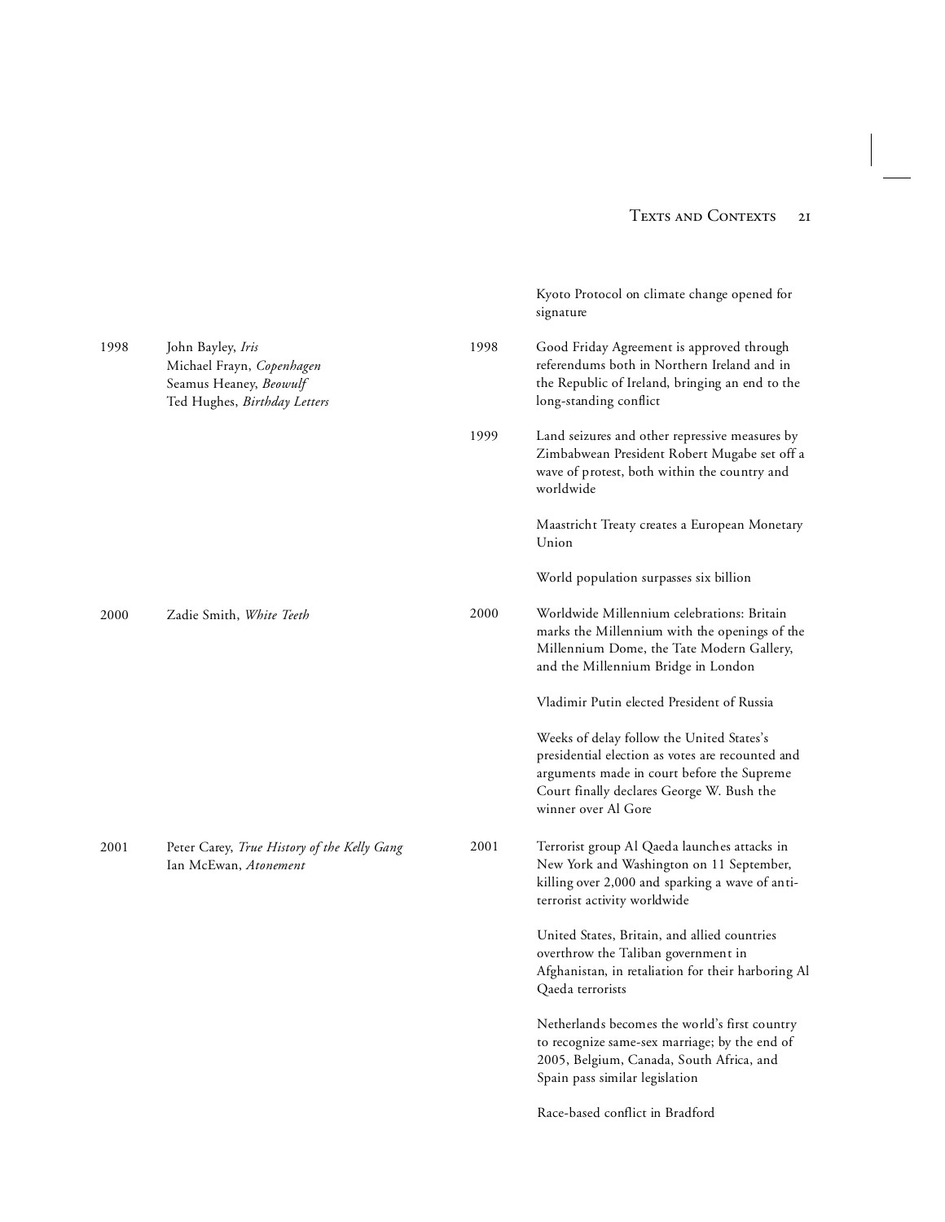| | | | |
|---|---|---|---|
| | | | Kyoto Protocol on climate change opened for signature |
| 1998 | John Bayley, *Iris*<br>Michael Frayn, *Copenhagen*<br>Seamus Heaney, *Beowulf*<br>Ted Hughes, *Birthday Letters* | 1998 | Good Friday Agreement is approved through referendums both in Northern Ireland and in the Republic of Ireland, bringing an end to the long-standing conflict |
| | | 1999 | Land seizures and other repressive measures by Zimbabwean President Robert Mugabe set off a wave of protest, both within the country and worldwide |
| | | | Maastricht Treaty creates a European Monetary Union |
| | | | World population surpasses six billion |
| 2000 | Zadie Smith, *White Teeth* | 2000 | Worldwide Millennium celebrations: Britain marks the Millennium with the openings of the Millennium Dome, the Tate Modern Gallery, and the Millennium Bridge in London |
| | | | Vladimir Putin elected President of Russia |
| | | | Weeks of delay follow the United States's presidential election as votes are recounted and arguments made in court before the Supreme Court finally declares George W. Bush the winner over Al Gore |
| 2001 | Peter Carey, *True History of the Kelly Gang*<br>Ian McEwan, *Atonement* | 2001 | Terrorist group Al Qaeda launches attacks in New York and Washington on 11 September, killing over 2,000 and sparking a wave of anti-terrorist activity worldwide |
| | | | United States, Britain, and allied countries overthrow the Taliban government in Afghanistan, in retaliation for their harboring Al Qaeda terrorists |
| | | | Netherlands becomes the world's first country to recognize same-sex marriage; by the end of 2005, Belgium, Canada, South Africa, and Spain pass similar legislation |
| | | | Race-based conflict in Bradford |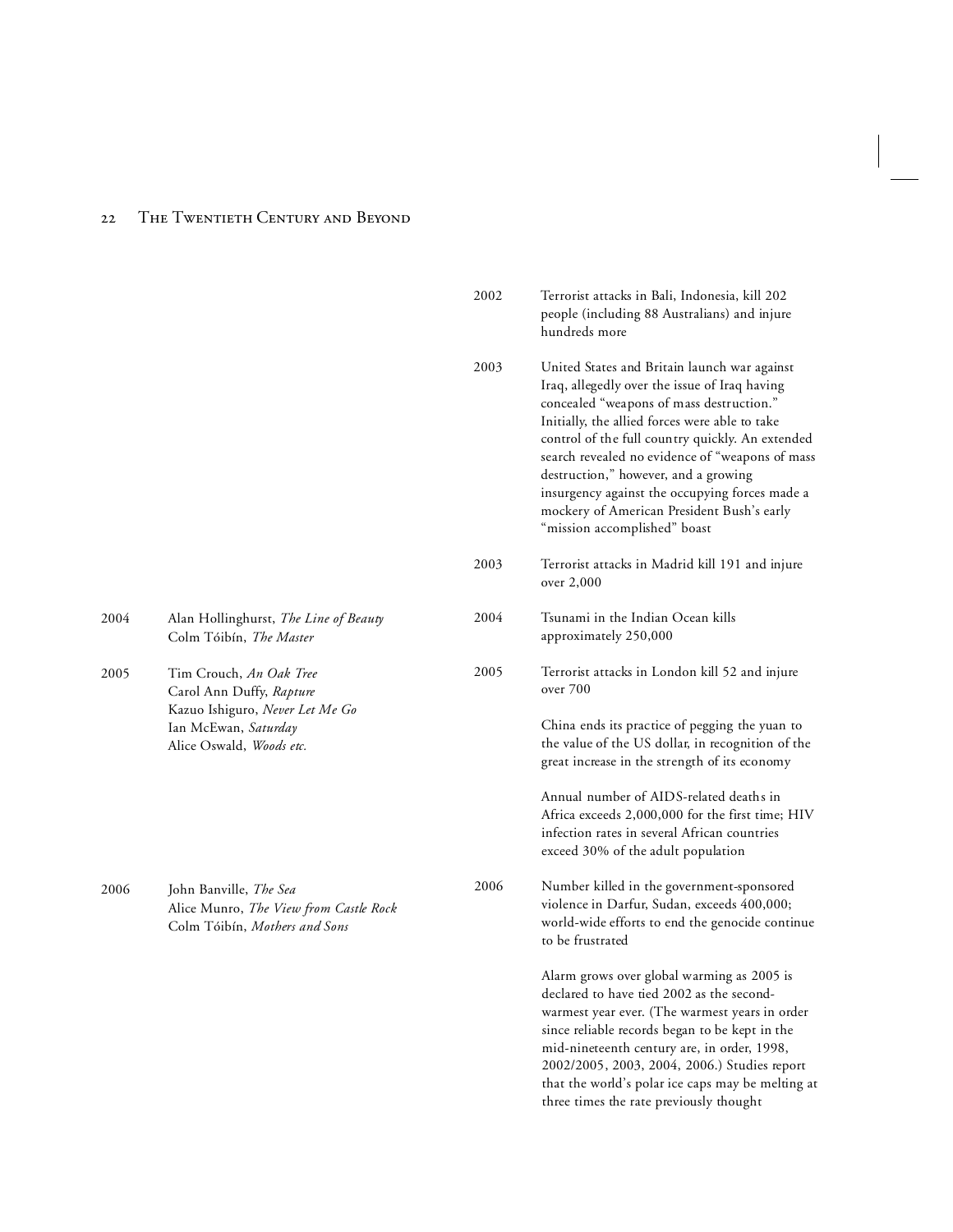| | | | |
|---|---|---|---|
| | | 2002 | Terrorist attacks in Bali, Indonesia, kill 202 people (including 88 Australians) and injure hundreds more |
| | | 2003 | United States and Britain launch war against Iraq, allegedly over the issue of Iraq having concealed "weapons of mass destruction." Initially, the allied forces were able to take control of the full country quickly. An extended search revealed no evidence of "weapons of mass destruction," however, and a growing insurgency against the occupying forces made a mockery of American President Bush's early "mission accomplished" boast |
| | | 2003 | Terrorist attacks in Madrid kill 191 and injure over 2,000 |
| 2004 | Alan Hollinghurst, *The Line of Beauty*<br>Colm Tóibín, *The Master* | 2004 | Tsunami in the Indian Ocean kills approximately 250,000 |
| 2005 | Tim Crouch, *An Oak Tree*<br>Carol Ann Duffy, *Rapture*<br>Kazuo Ishiguro, *Never Let Me Go*<br>Ian McEwan, *Saturday*<br>Alice Oswald, *Woods etc.* | 2005 | Terrorist attacks in London kill 52 and injure over 700<br><br>China ends its practice of pegging the yuan to the value of the US dollar, in recognition of the great increase in the strength of its economy<br><br>Annual number of AIDS-related deaths in Africa exceeds 2,000,000 for the first time; HIV infection rates in several African countries exceed 30% of the adult population |
| 2006 | John Banville, *The Sea*<br>Alice Munro, *The View from Castle Rock*<br>Colm Tóibín, *Mothers and Sons* | 2006 | Number killed in the government-sponsored violence in Darfur, Sudan, exceeds 400,000; world-wide efforts to end the genocide continue to be frustrated<br><br>Alarm grows over global warming as 2005 is declared to have tied 2002 as the second-warmest year ever. (The warmest years in order since reliable records began to be kept in the mid-nineteenth century are, in order, 1998, 2002/2005, 2003, 2004, 2006.) Studies report that the world's polar ice caps may be melting at three times the rate previously thought |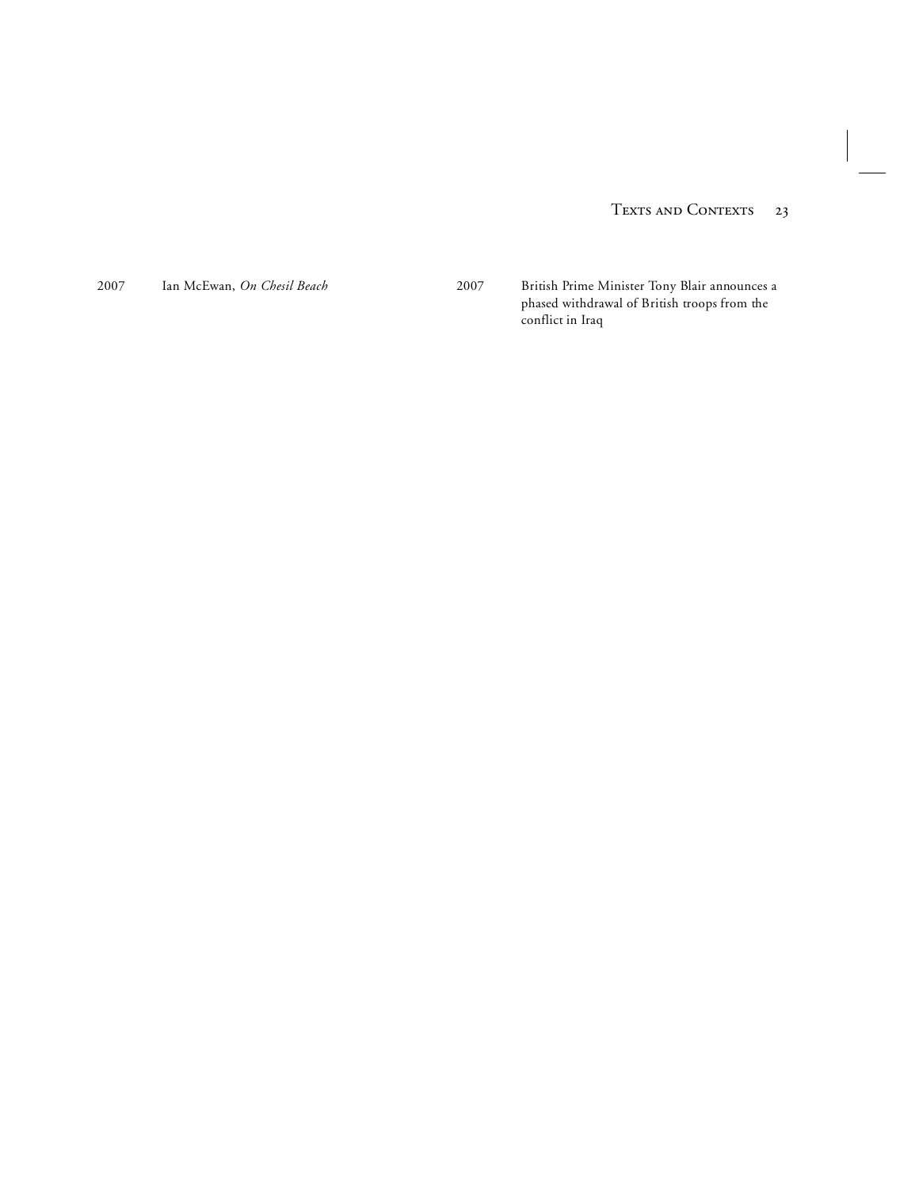| | | | |
|---|---|---|---|
| 2007 | Ian McEwan, *On Chesil Beach* | 2007 | British Prime Minister Tony Blair announces a phased withdrawal of British troops from the conflict in Iraq |